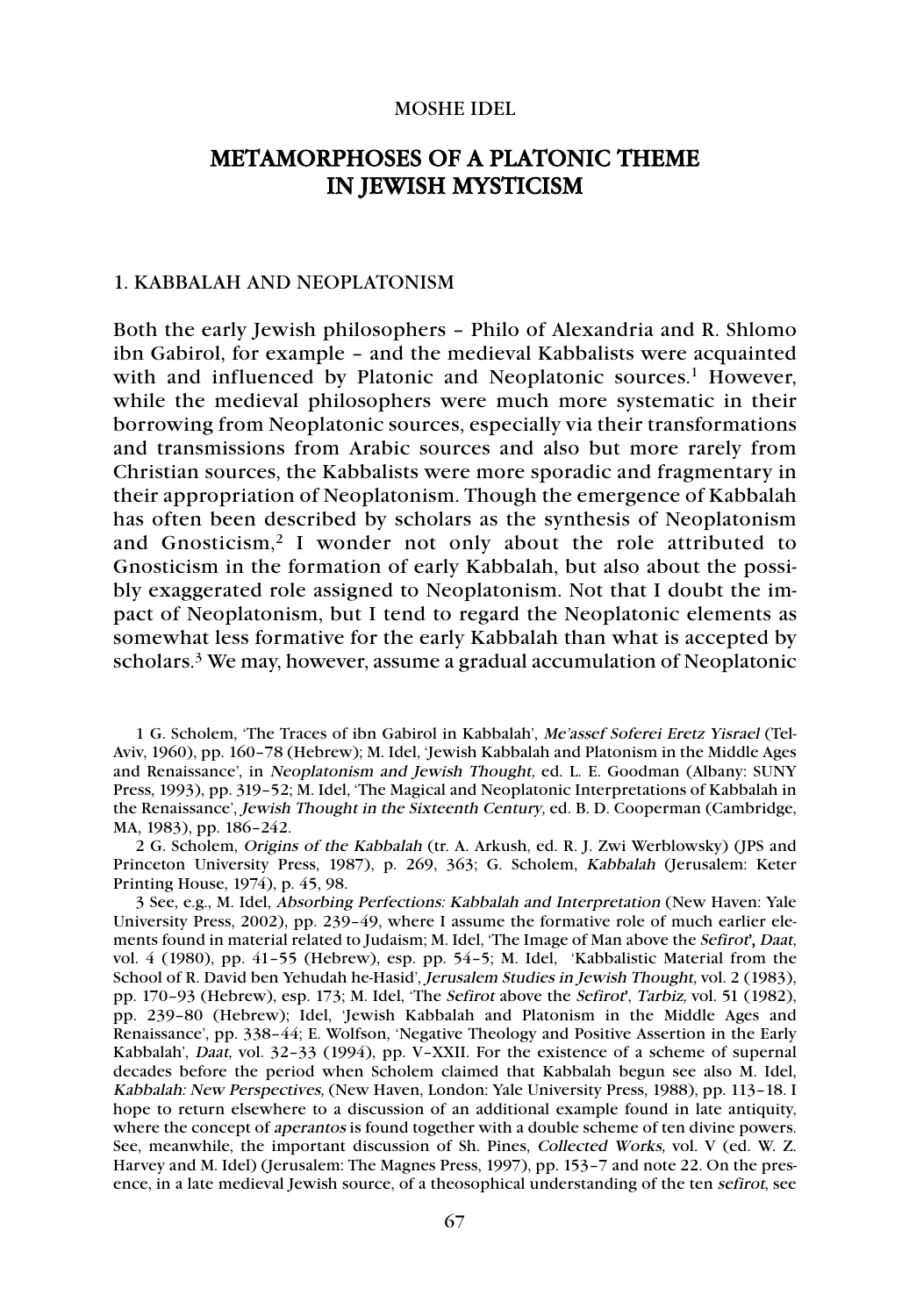MOSHE IDEL

# METAMORPHOSES OF A PLATONIC THEME IN JEWISH MYSTICISM

## 1. KABBALAH AND NEOPLATONISM

Both the early Jewish philosophers – Philo of Alexandria and R. Shlomo ibn Gabirol, for example – and the medieval Kabbalists were acquainted with and influenced by Platonic and Neoplatonic sources.[1] However, while the medieval philosophers were much more systematic in their borrowing from Neoplatonic sources, especially via their transformations and transmissions from Arabic sources and also but more rarely from Christian sources, the Kabbalists were more sporadic and fragmentary in their appropriation of Neoplatonism. Though the emergence of Kabbalah has often been described by scholars as the synthesis of Neoplatonism and Gnosticism,[2] I wonder not only about the role attributed to Gnosticism in the formation of early Kabbalah, but also about the possibly exaggerated role assigned to Neoplatonism. Not that I doubt the impact of Neoplatonism, but I tend to regard the Neoplatonic elements as somewhat less formative for the early Kabbalah than what is accepted by scholars.[3] We may, however, assume a gradual accumulation of Neoplatonic

1 G. Scholem, 'The Traces of ibn Gabirol in Kabbalah', *Me'assef Soferei Eretz Yisrael* (Tel-Aviv, 1960), pp. 160–78 (Hebrew); M. Idel, 'Jewish Kabbalah and Platonism in the Middle Ages and Renaissance', in *Neoplatonism and Jewish Thought,* ed. L. E. Goodman (Albany: SUNY Press, 1993), pp. 319–52; M. Idel, 'The Magical and Neoplatonic Interpretations of Kabbalah in the Renaissance', *Jewish Thought in the Sixteenth Century,* ed. B. D. Cooperman (Cambridge, MA, 1983), pp. 186–242.

2 G. Scholem, *Origins of the Kabbalah* (tr. A. Arkush, ed. R. J. Zwi Werblowsky) (JPS and Princeton University Press, 1987), p. 269, 363; G. Scholem, *Kabbalah* (Jerusalem: Keter Printing House, 1974), p. 45, 98.

3 See, e.g., M. Idel, *Absorbing Perfections: Kabbalah and Interpretation* (New Haven: Yale University Press, 2002), pp. 239–49, where I assume the formative role of much earlier elements found in material related to Judaism; M. Idel, 'The Image of Man above the *Sefirot*', *Daat,* vol. 4 (1980), pp. 41–55 (Hebrew), esp. pp. 54–5; M. Idel, 'Kabbalistic Material from the School of R. David ben Yehudah he-Hasid', *Jerusalem Studies in Jewish Thought,* vol. 2 (1983), pp. 170–93 (Hebrew), esp. 173; M. Idel, 'The *Sefirot* above the *Sefirot*', *Tarbiz,* vol. 51 (1982), pp. 239–80 (Hebrew); Idel, 'Jewish Kabbalah and Platonism in the Middle Ages and Renaissance', pp. 338–44; E. Wolfson, 'Negative Theology and Positive Assertion in the Early Kabbalah', *Daat,* vol. 32–33 (1994), pp. V–XXII. For the existence of a scheme of supernal decades before the period when Scholem claimed that Kabbalah begun see also M. Idel, *Kabbalah: New Perspectives,* (New Haven, London: Yale University Press, 1988), pp. 113–18. I hope to return elsewhere to a discussion of an additional example found in late antiquity, where the concept of *aperantos* is found together with a double scheme of ten divine powers. See, meanwhile, the important discussion of Sh. Pines, *Collected Works,* vol. V (ed. W. Z. Harvey and M. Idel) (Jerusalem: The Magnes Press, 1997), pp. 153–7 and note 22. On the presence, in a late medieval Jewish source, of a theosophical understanding of the ten *sefirot*, see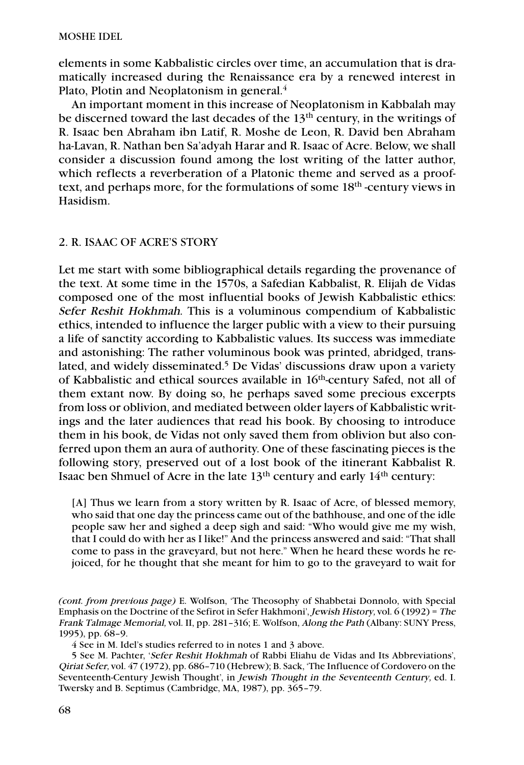elements in some Kabbalistic circles over time, an accumulation that is dramatically increased during the Renaissance era by a renewed interest in Plato, Plotin and Neoplatonism in general.[4]

An important moment in this increase of Neoplatonism in Kabbalah may be discerned toward the last decades of the 13th century, in the writings of R. Isaac ben Abraham ibn Latif, R. Moshe de Leon, R. David ben Abraham ha-Lavan, R. Nathan ben Sa'adyah Harar and R. Isaac of Acre. Below, we shall consider a discussion found among the lost writing of the latter author, which reflects a reverberation of a Platonic theme and served as a proof-text, and perhaps more, for the formulations of some 18th -century views in Hasidism.

## 2. R. ISAAC OF ACRE'S STORY

Let me start with some bibliographical details regarding the provenance of the text. At some time in the 1570s, a Safedian Kabbalist, R. Elijah de Vidas composed one of the most influential books of Jewish Kabbalistic ethics: *Sefer Reshit Hokhmah*. This is a voluminous compendium of Kabbalistic ethics, intended to influence the larger public with a view to their pursuing a life of sanctity according to Kabbalistic values. Its success was immediate and astonishing: The rather voluminous book was printed, abridged, translated, and widely disseminated.[5] De Vidas' discussions draw upon a variety of Kabbalistic and ethical sources available in 16th-century Safed, not all of them extant now. By doing so, he perhaps saved some precious excerpts from loss or oblivion, and mediated between older layers of Kabbalistic writings and the later audiences that read his book. By choosing to introduce them in his book, de Vidas not only saved them from oblivion but also conferred upon them an aura of authority. One of these fascinating pieces is the following story, preserved out of a lost book of the itinerant Kabbalist R. Isaac ben Shmuel of Acre in the late 13th century and early 14th century:

> [A] Thus we learn from a story written by R. Isaac of Acre, of blessed memory, who said that one day the princess came out of the bathhouse, and one of the idle people saw her and sighed a deep sigh and said: "Who would give me my wish, that I could do with her as I like!" And the princess answered and said: "That shall come to pass in the graveyard, but not here." When he heard these words he rejoiced, for he thought that she meant for him to go to the graveyard to wait for

---

*(cont. from previous page)* E. Wolfson, 'The Theosophy of Shabbetai Donnolo, with Special Emphasis on the Doctrine of the Sefirot in Sefer Hakhmoni', *Jewish History*, vol. 6 (1992) = *The Frank Talmage Memorial*, vol. II, pp. 281–316; E. Wolfson, *Along the Path* (Albany: SUNY Press, 1995), pp. 68–9.

4 See in M. Idel's studies referred to in notes 1 and 3 above.

5 See M. Pachter, '*Sefer Reshit Hokhmah* of Rabbi Eliahu de Vidas and Its Abbreviations', *Qiriat Sefer*, vol. 47 (1972), pp. 686–710 (Hebrew); B. Sack, 'The Influence of Cordovero on the Seventeenth-Century Jewish Thought', in *Jewish Thought in the Seventeenth Century*, ed. I. Twersky and B. Septimus (Cambridge, MA, 1987), pp. 365–79.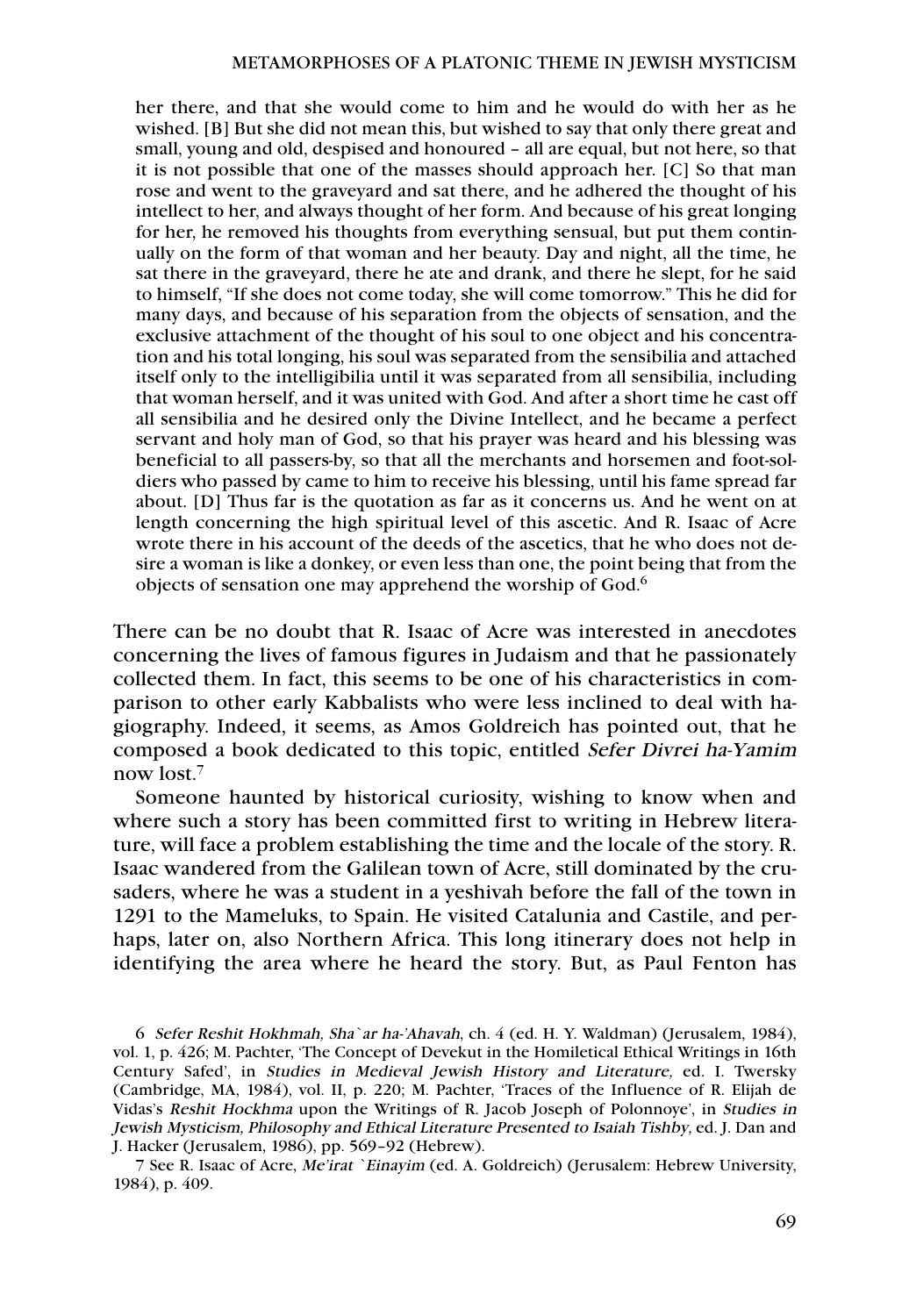her there, and that she would come to him and he would do with her as he wished. [B] But she did not mean this, but wished to say that only there great and small, young and old, despised and honoured – all are equal, but not here, so that it is not possible that one of the masses should approach her. [C] So that man rose and went to the graveyard and sat there, and he adhered the thought of his intellect to her, and always thought of her form. And because of his great longing for her, he removed his thoughts from everything sensual, but put them continually on the form of that woman and her beauty. Day and night, all the time, he sat there in the graveyard, there he ate and drank, and there he slept, for he said to himself, "If she does not come today, she will come tomorrow." This he did for many days, and because of his separation from the objects of sensation, and the exclusive attachment of the thought of his soul to one object and his concentration and his total longing, his soul was separated from the sensibilia and attached itself only to the intelligibilia until it was separated from all sensibilia, including that woman herself, and it was united with God. And after a short time he cast off all sensibilia and he desired only the Divine Intellect, and he became a perfect servant and holy man of God, so that his prayer was heard and his blessing was beneficial to all passers-by, so that all the merchants and horsemen and foot-soldiers who passed by came to him to receive his blessing, until his fame spread far about. [D] Thus far is the quotation as far as it concerns us. And he went on at length concerning the high spiritual level of this ascetic. And R. Isaac of Acre wrote there in his account of the deeds of the ascetics, that he who does not desire a woman is like a donkey, or even less than one, the point being that from the objects of sensation one may apprehend the worship of God.[6]

There can be no doubt that R. Isaac of Acre was interested in anecdotes concerning the lives of famous figures in Judaism and that he passionately collected them. In fact, this seems to be one of his characteristics in comparison to other early Kabbalists who were less inclined to deal with hagiography. Indeed, it seems, as Amos Goldreich has pointed out, that he composed a book dedicated to this topic, entitled *Sefer Divrei ha-Yamim* now lost.[7]

Someone haunted by historical curiosity, wishing to know when and where such a story has been committed first to writing in Hebrew literature, will face a problem establishing the time and the locale of the story. R. Isaac wandered from the Galilean town of Acre, still dominated by the crusaders, where he was a student in a yeshivah before the fall of the town in 1291 to the Mameluks, to Spain. He visited Catalunia and Castile, and perhaps, later on, also Northern Africa. This long itinerary does not help in identifying the area where he heard the story. But, as Paul Fenton has

6 *Sefer Reshit Hokhmah, Sha`ar ha-'Ahavah*, ch. 4 (ed. H. Y. Waldman) (Jerusalem, 1984), vol. 1, p. 426; M. Pachter, 'The Concept of Devekut in the Homiletical Ethical Writings in 16th Century Safed', in *Studies in Medieval Jewish History and Literature,* ed. I. Twersky (Cambridge, MA, 1984), vol. II, p. 220; M. Pachter, 'Traces of the Influence of R. Elijah de Vidas's *Reshit Hockhma* upon the Writings of R. Jacob Joseph of Polonnoye', in *Studies in Jewish Mysticism, Philosophy and Ethical Literature Presented to Isaiah Tishby,* ed. J. Dan and J. Hacker (Jerusalem, 1986), pp. 569–92 (Hebrew).

7 See R. Isaac of Acre, *Me'irat `Einayim* (ed. A. Goldreich) (Jerusalem: Hebrew University, 1984), p. 409.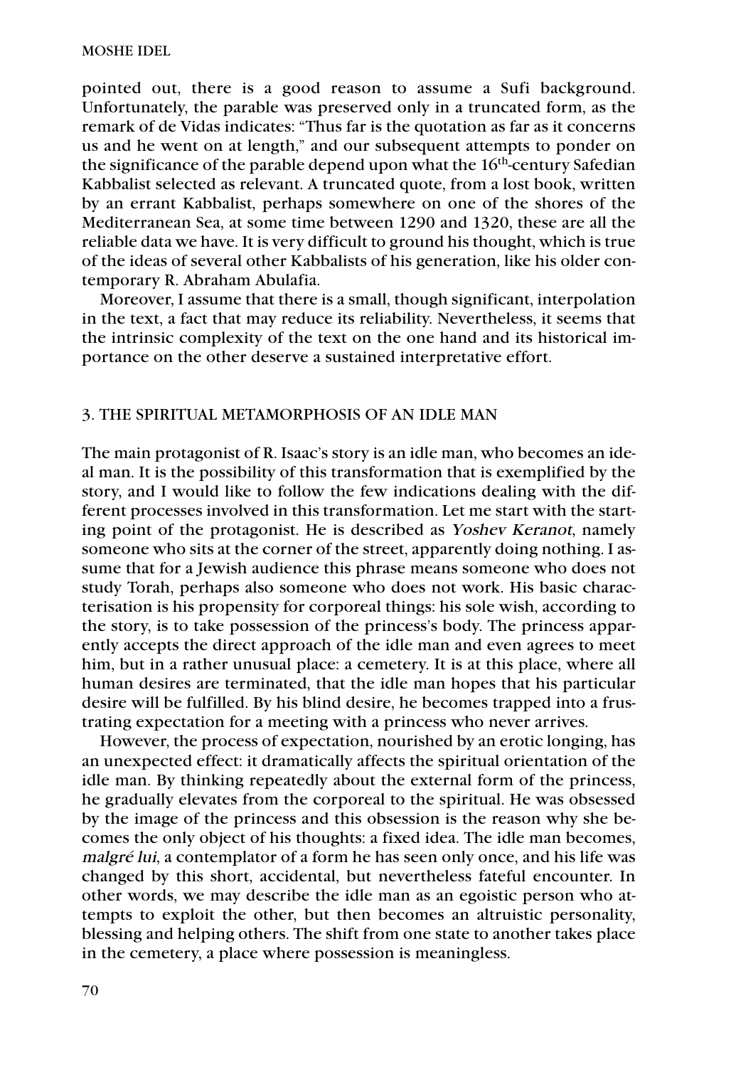pointed out, there is a good reason to assume a Sufi background. Unfortunately, the parable was preserved only in a truncated form, as the remark of de Vidas indicates: "Thus far is the quotation as far as it concerns us and he went on at length," and our subsequent attempts to ponder on the significance of the parable depend upon what the 16[th]-century Safedian Kabbalist selected as relevant. A truncated quote, from a lost book, written by an errant Kabbalist, perhaps somewhere on one of the shores of the Mediterranean Sea, at some time between 1290 and 1320, these are all the reliable data we have. It is very difficult to ground his thought, which is true of the ideas of several other Kabbalists of his generation, like his older contemporary R. Abraham Abulafia.

Moreover, I assume that there is a small, though significant, interpolation in the text, a fact that may reduce its reliability. Nevertheless, it seems that the intrinsic complexity of the text on the one hand and its historical importance on the other deserve a sustained interpretative effort.

## 3. THE SPIRITUAL METAMORPHOSIS OF AN IDLE MAN

The main protagonist of R. Isaac's story is an idle man, who becomes an ideal man. It is the possibility of this transformation that is exemplified by the story, and I would like to follow the few indications dealing with the different processes involved in this transformation. Let me start with the starting point of the protagonist. He is described as *Yoshev Keranot*, namely someone who sits at the corner of the street, apparently doing nothing. I assume that for a Jewish audience this phrase means someone who does not study Torah, perhaps also someone who does not work. His basic characterisation is his propensity for corporeal things: his sole wish, according to the story, is to take possession of the princess's body. The princess apparently accepts the direct approach of the idle man and even agrees to meet him, but in a rather unusual place: a cemetery. It is at this place, where all human desires are terminated, that the idle man hopes that his particular desire will be fulfilled. By his blind desire, he becomes trapped into a frustrating expectation for a meeting with a princess who never arrives.

However, the process of expectation, nourished by an erotic longing, has an unexpected effect: it dramatically affects the spiritual orientation of the idle man. By thinking repeatedly about the external form of the princess, he gradually elevates from the corporeal to the spiritual. He was obsessed by the image of the princess and this obsession is the reason why she becomes the only object of his thoughts: a fixed idea. The idle man becomes, *malgré lui*, a contemplator of a form he has seen only once, and his life was changed by this short, accidental, but nevertheless fateful encounter. In other words, we may describe the idle man as an egoistic person who attempts to exploit the other, but then becomes an altruistic personality, blessing and helping others. The shift from one state to another takes place in the cemetery, a place where possession is meaningless.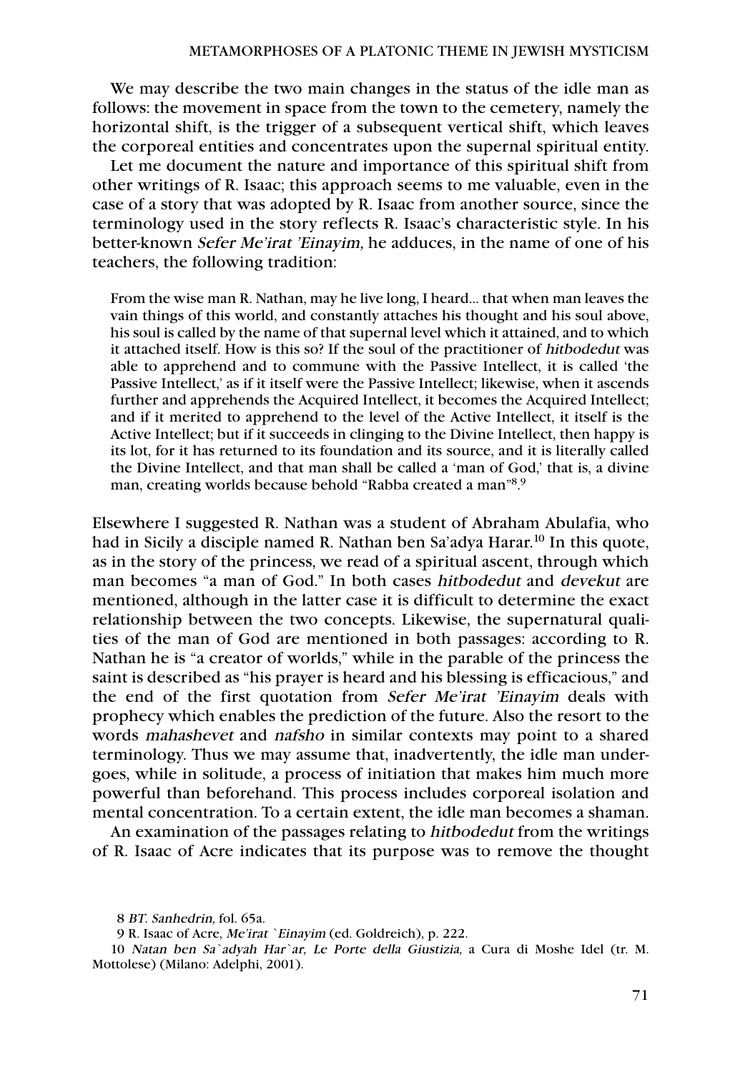We may describe the two main changes in the status of the idle man as follows: the movement in space from the town to the cemetery, namely the horizontal shift, is the trigger of a subsequent vertical shift, which leaves the corporeal entities and concentrates upon the supernal spiritual entity.

Let me document the nature and importance of this spiritual shift from other writings of R. Isaac; this approach seems to me valuable, even in the case of a story that was adopted by R. Isaac from another source, since the terminology used in the story reflects R. Isaac's characteristic style. In his better-known *Sefer Me'irat 'Einayim,* he adduces, in the name of one of his teachers, the following tradition:

> From the wise man R. Nathan, may he live long, I heard... that when man leaves the vain things of this world, and constantly attaches his thought and his soul above, his soul is called by the name of that supernal level which it attained, and to which it attached itself. How is this so? If the soul of the practitioner of *hitbodedut* was able to apprehend and to commune with the Passive Intellect, it is called 'the Passive Intellect,' as if it itself were the Passive Intellect; likewise, when it ascends further and apprehends the Acquired Intellect, it becomes the Acquired Intellect; and if it merited to apprehend to the level of the Active Intellect, it itself is the Active Intellect; but if it succeeds in clinging to the Divine Intellect, then happy is its lot, for it has returned to its foundation and its source, and it is literally called the Divine Intellect, and that man shall be called a 'man of God,' that is, a divine man, creating worlds because behold "Rabba created a man"[8].[9]

Elsewhere I suggested R. Nathan was a student of Abraham Abulafia, who had in Sicily a disciple named R. Nathan ben Sa'adya Harar.[10] In this quote, as in the story of the princess, we read of a spiritual ascent, through which man becomes "a man of God." In both cases *hitbodedut* and *devekut* are mentioned, although in the latter case it is difficult to determine the exact relationship between the two concepts. Likewise, the supernatural qualities of the man of God are mentioned in both passages: according to R. Nathan he is "a creator of worlds," while in the parable of the princess the saint is described as "his prayer is heard and his blessing is efficacious," and the end of the first quotation from *Sefer Me'irat 'Einayim* deals with prophecy which enables the prediction of the future. Also the resort to the words *mahashevet* and *nafsho* in similar contexts may point to a shared terminology. Thus we may assume that, inadvertently, the idle man undergoes, while in solitude, a process of initiation that makes him much more powerful than beforehand. This process includes corporeal isolation and mental concentration. To a certain extent, the idle man becomes a shaman.

An examination of the passages relating to *hitbodedut* from the writings of R. Isaac of Acre indicates that its purpose was to remove the thought

8 *BT. Sanhedrin,* fol. 65a.

9 R. Isaac of Acre, *Me'irat `Einayim* (ed. Goldreich), p. 222.

10 *Natan ben Sa`adyah Har`ar, Le Porte della Giustizia,* a Cura di Moshe Idel (tr. M. Mottolese) (Milano: Adelphi, 2001).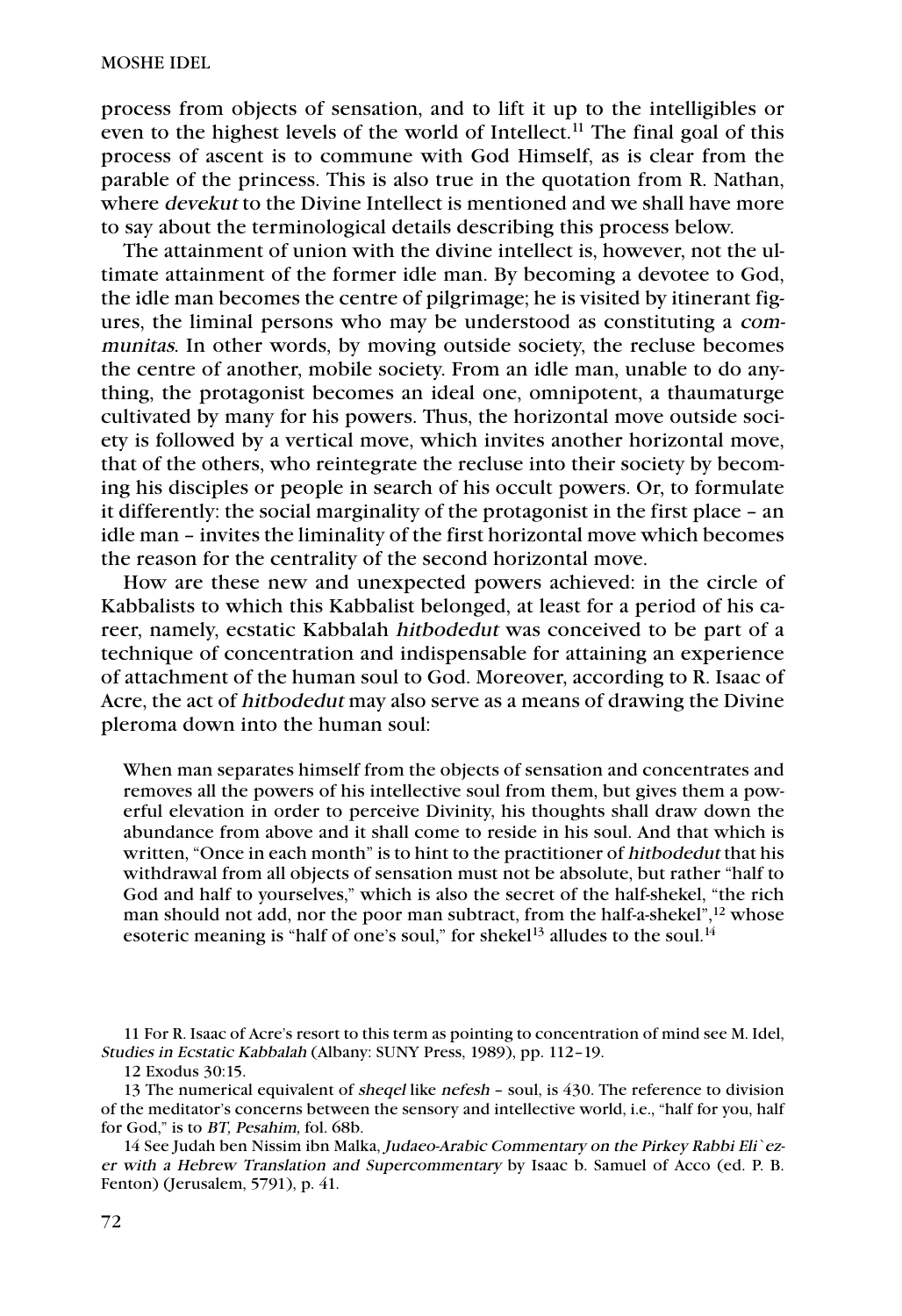process from objects of sensation, and to lift it up to the intelligibles or even to the highest levels of the world of Intellect.[11] The final goal of this process of ascent is to commune with God Himself, as is clear from the parable of the princess. This is also true in the quotation from R. Nathan, where *devekut* to the Divine Intellect is mentioned and we shall have more to say about the terminological details describing this process below.

The attainment of union with the divine intellect is, however, not the ultimate attainment of the former idle man. By becoming a devotee to God, the idle man becomes the centre of pilgrimage; he is visited by itinerant figures, the liminal persons who may be understood as constituting a *communitas*. In other words, by moving outside society, the recluse becomes the centre of another, mobile society. From an idle man, unable to do anything, the protagonist becomes an ideal one, omnipotent, a thaumaturge cultivated by many for his powers. Thus, the horizontal move outside society is followed by a vertical move, which invites another horizontal move, that of the others, who reintegrate the recluse into their society by becoming his disciples or people in search of his occult powers. Or, to formulate it differently: the social marginality of the protagonist in the first place – an idle man – invites the liminality of the first horizontal move which becomes the reason for the centrality of the second horizontal move.

How are these new and unexpected powers achieved: in the circle of Kabbalists to which this Kabbalist belonged, at least for a period of his career, namely, ecstatic Kabbalah *hitbodedut* was conceived to be part of a technique of concentration and indispensable for attaining an experience of attachment of the human soul to God. Moreover, according to R. Isaac of Acre, the act of *hitbodedut* may also serve as a means of drawing the Divine pleroma down into the human soul:

> When man separates himself from the objects of sensation and concentrates and removes all the powers of his intellective soul from them, but gives them a powerful elevation in order to perceive Divinity, his thoughts shall draw down the abundance from above and it shall come to reside in his soul. And that which is written, "Once in each month" is to hint to the practitioner of *hitbodedut* that his withdrawal from all objects of sensation must not be absolute, but rather "half to God and half to yourselves," which is also the secret of the half-shekel, "the rich man should not add, nor the poor man subtract, from the half-a-shekel",[12] whose esoteric meaning is "half of one's soul," for shekel[13] alludes to the soul.[14]

11 For R. Isaac of Acre's resort to this term as pointing to concentration of mind see M. Idel, *Studies in Ecstatic Kabbalah* (Albany: SUNY Press, 1989), pp. 112–19.

12 Exodus 30:15.

13 The numerical equivalent of *sheqel* like *nefesh* – soul, is 430. The reference to division of the meditator's concerns between the sensory and intellective world, i.e., "half for you, half for God," is to *BT, Pesahim,* fol. 68b.

14 See Judah ben Nissim ibn Malka, *Judaeo-Arabic Commentary on the Pirkey Rabbi Eli`ezer with a Hebrew Translation and Supercommentary* by Isaac b. Samuel of Acco (ed. P. B. Fenton) (Jerusalem, 5791), p. 41.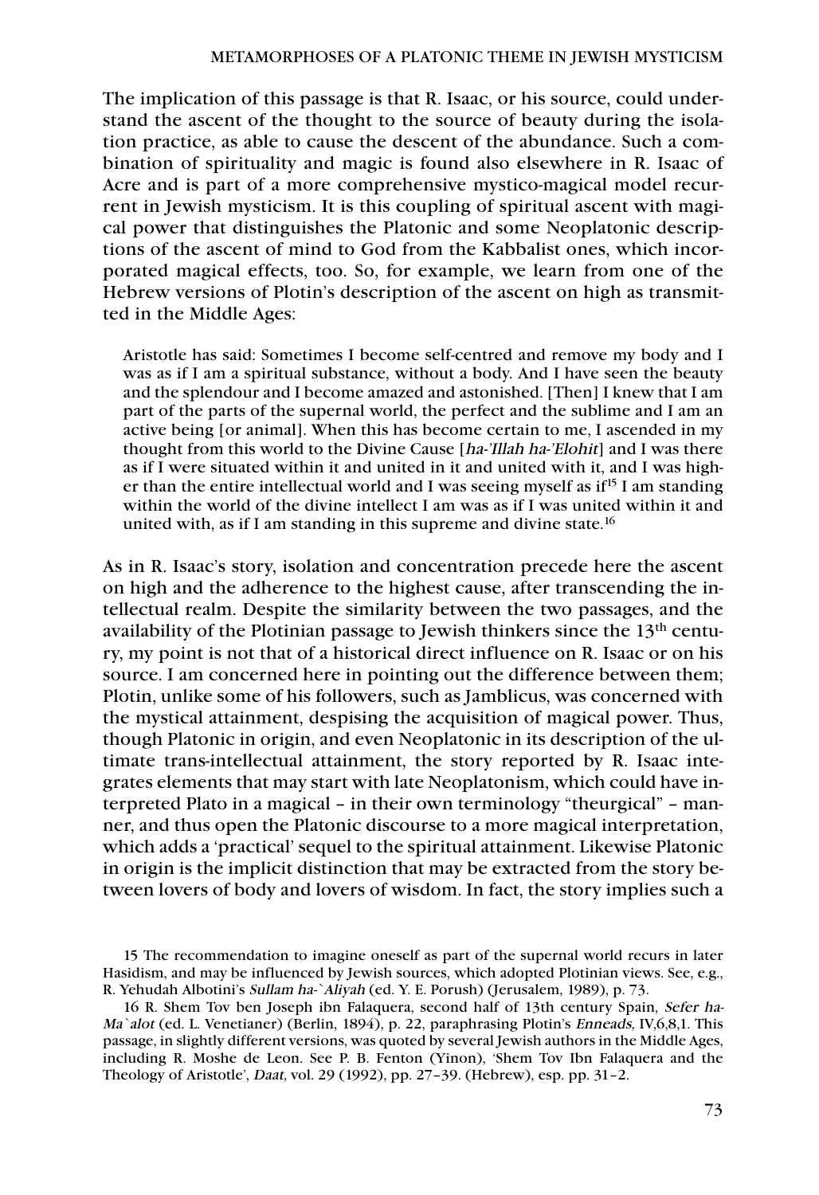The implication of this passage is that R. Isaac, or his source, could understand the ascent of the thought to the source of beauty during the isolation practice, as able to cause the descent of the abundance. Such a combination of spirituality and magic is found also elsewhere in R. Isaac of Acre and is part of a more comprehensive mystico-magical model recurrent in Jewish mysticism. It is this coupling of spiritual ascent with magical power that distinguishes the Platonic and some Neoplatonic descriptions of the ascent of mind to God from the Kabbalist ones, which incorporated magical effects, too. So, for example, we learn from one of the Hebrew versions of Plotin's description of the ascent on high as transmitted in the Middle Ages:

> Aristotle has said: Sometimes I become self-centred and remove my body and I was as if I am a spiritual substance, without a body. And I have seen the beauty and the splendour and I become amazed and astonished. [Then] I knew that I am part of the parts of the supernal world, the perfect and the sublime and I am an active being [or animal]. When this has become certain to me, I ascended in my thought from this world to the Divine Cause [*ha-'Illah ha-'Elohit*] and I was there as if I were situated within it and united in it and united with it, and I was higher than the entire intellectual world and I was seeing myself as if[15] I am standing within the world of the divine intellect I am was as if I was united within it and united with, as if I am standing in this supreme and divine state.[16]

As in R. Isaac's story, isolation and concentration precede here the ascent on high and the adherence to the highest cause, after transcending the intellectual realm. Despite the similarity between the two passages, and the availability of the Plotinian passage to Jewish thinkers since the 13th century, my point is not that of a historical direct influence on R. Isaac or on his source. I am concerned here in pointing out the difference between them; Plotin, unlike some of his followers, such as Jamblicus, was concerned with the mystical attainment, despising the acquisition of magical power. Thus, though Platonic in origin, and even Neoplatonic in its description of the ultimate trans-intellectual attainment, the story reported by R. Isaac integrates elements that may start with late Neoplatonism, which could have interpreted Plato in a magical – in their own terminology "theurgical" – manner, and thus open the Platonic discourse to a more magical interpretation, which adds a 'practical' sequel to the spiritual attainment. Likewise Platonic in origin is the implicit distinction that may be extracted from the story between lovers of body and lovers of wisdom. In fact, the story implies such a

15 The recommendation to imagine oneself as part of the supernal world recurs in later Hasidism, and may be influenced by Jewish sources, which adopted Plotinian views. See, e.g., R. Yehudah Albotini's *Sullam ha-`Aliyah* (ed. Y. E. Porush) (Jerusalem, 1989), p. 73.

16 R. Shem Tov ben Joseph ibn Falaquera, second half of 13th century Spain, *Sefer ha-Ma`alot* (ed. L. Venetianer) (Berlin, 1894), p. 22, paraphrasing Plotin's *Enneads*, IV,6,8,1. This passage, in slightly different versions, was quoted by several Jewish authors in the Middle Ages, including R. Moshe de Leon. See P. B. Fenton (Yinon), 'Shem Tov Ibn Falaquera and the Theology of Aristotle', *Daat*, vol. 29 (1992), pp. 27–39. (Hebrew), esp. pp. 31–2.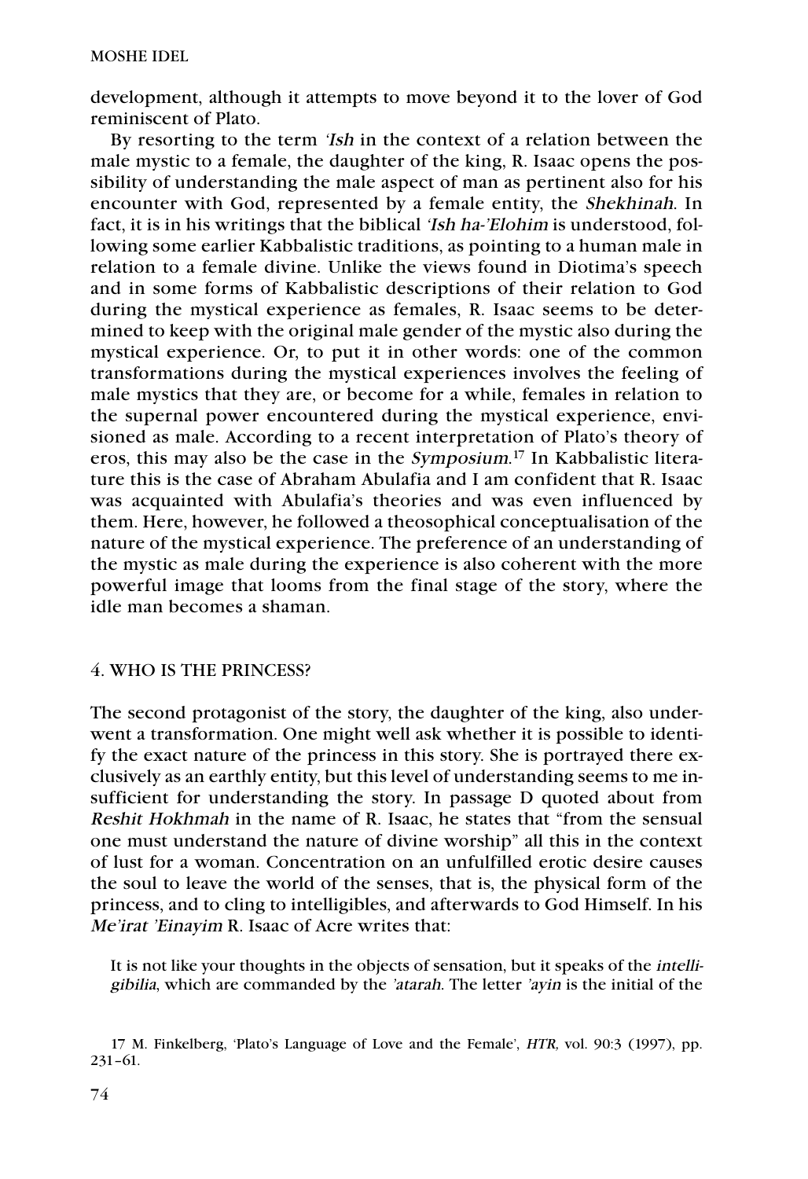development, although it attempts to move beyond it to the lover of God reminiscent of Plato.

By resorting to the term *'Ish* in the context of a relation between the male mystic to a female, the daughter of the king, R. Isaac opens the possibility of understanding the male aspect of man as pertinent also for his encounter with God, represented by a female entity, the *Shekhinah*. In fact, it is in his writings that the biblical *'Ish ha-'Elohim* is understood, following some earlier Kabbalistic traditions, as pointing to a human male in relation to a female divine. Unlike the views found in Diotima's speech and in some forms of Kabbalistic descriptions of their relation to God during the mystical experience as females, R. Isaac seems to be determined to keep with the original male gender of the mystic also during the mystical experience. Or, to put it in other words: one of the common transformations during the mystical experiences involves the feeling of male mystics that they are, or become for a while, females in relation to the supernal power encountered during the mystical experience, envisioned as male. According to a recent interpretation of Plato's theory of eros, this may also be the case in the *Symposium*.[17] In Kabbalistic literature this is the case of Abraham Abulafia and I am confident that R. Isaac was acquainted with Abulafia's theories and was even influenced by them. Here, however, he followed a theosophical conceptualisation of the nature of the mystical experience. The preference of an understanding of the mystic as male during the experience is also coherent with the more powerful image that looms from the final stage of the story, where the idle man becomes a shaman.

## 4. WHO IS THE PRINCESS?

The second protagonist of the story, the daughter of the king, also underwent a transformation. One might well ask whether it is possible to identify the exact nature of the princess in this story. She is portrayed there exclusively as an earthly entity, but this level of understanding seems to me insufficient for understanding the story. In passage D quoted about from *Reshit Hokhmah* in the name of R. Isaac, he states that "from the sensual one must understand the nature of divine worship" all this in the context of lust for a woman. Concentration on an unfulfilled erotic desire causes the soul to leave the world of the senses, that is, the physical form of the princess, and to cling to intelligibles, and afterwards to God Himself. In his *Me'irat 'Einayim* R. Isaac of Acre writes that:

> It is not like your thoughts in the objects of sensation, but it speaks of the *intelligibilia*, which are commanded by the *'atarah*. The letter *'ayin* is the initial of the

17 M. Finkelberg, 'Plato's Language of Love and the Female', *HTR*, vol. 90:3 (1997), pp. 231–61.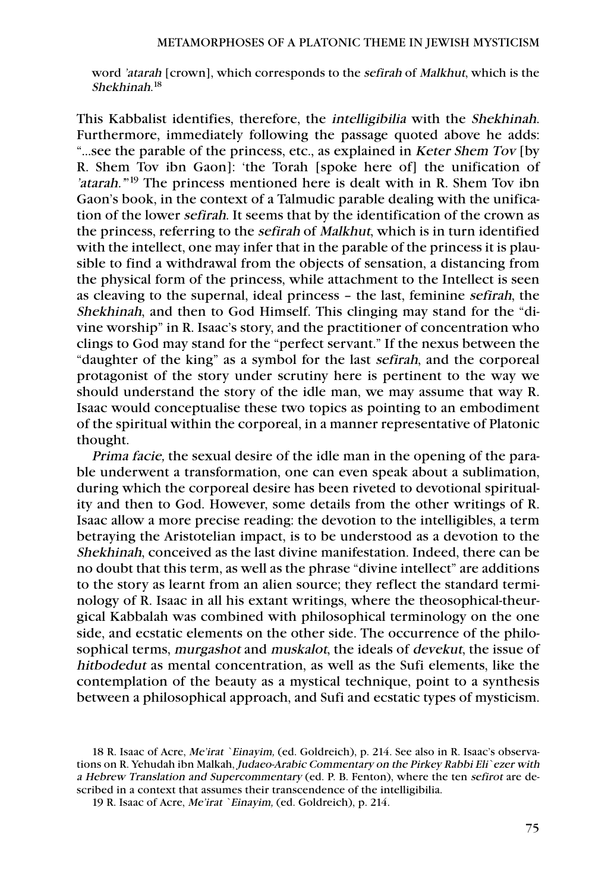word *'atarah* [crown], which corresponds to the *sefirah* of *Malkhut*, which is the *Shekhinah*.[18]

This Kabbalist identifies, therefore, the *intelligibilia* with the *Shekhinah*. Furthermore, immediately following the passage quoted above he adds: "...see the parable of the princess, etc., as explained in *Keter Shem Tov* [by R. Shem Tov ibn Gaon]: 'the Torah [spoke here of] the unification of *'atarah*.'"[19] The princess mentioned here is dealt with in R. Shem Tov ibn Gaon's book, in the context of a Talmudic parable dealing with the unification of the lower *sefirah*. It seems that by the identification of the crown as the princess, referring to the *sefirah* of *Malkhut*, which is in turn identified with the intellect, one may infer that in the parable of the princess it is plausible to find a withdrawal from the objects of sensation, a distancing from the physical form of the princess, while attachment to the Intellect is seen as cleaving to the supernal, ideal princess – the last, feminine *sefirah*, the *Shekhinah*, and then to God Himself. This clinging may stand for the "divine worship" in R. Isaac's story, and the practitioner of concentration who clings to God may stand for the "perfect servant." If the nexus between the "daughter of the king" as a symbol for the last *sefirah*, and the corporeal protagonist of the story under scrutiny here is pertinent to the way we should understand the story of the idle man, we may assume that way R. Isaac would conceptualise these two topics as pointing to an embodiment of the spiritual within the corporeal, in a manner representative of Platonic thought.

*Prima facie,* the sexual desire of the idle man in the opening of the parable underwent a transformation, one can even speak about a sublimation, during which the corporeal desire has been riveted to devotional spirituality and then to God. However, some details from the other writings of R. Isaac allow a more precise reading: the devotion to the intelligibles, a term betraying the Aristotelian impact, is to be understood as a devotion to the *Shekhinah*, conceived as the last divine manifestation. Indeed, there can be no doubt that this term, as well as the phrase "divine intellect" are additions to the story as learnt from an alien source; they reflect the standard terminology of R. Isaac in all his extant writings, where the theosophical-theurgical Kabbalah was combined with philosophical terminology on the one side, and ecstatic elements on the other side. The occurrence of the philosophical terms, *murgashot* and *muskalot*, the ideals of *devekut*, the issue of *hitbodedut* as mental concentration, as well as the Sufi elements, like the contemplation of the beauty as a mystical technique, point to a synthesis between a philosophical approach, and Sufi and ecstatic types of mysticism.

18 R. Isaac of Acre, *Me'irat `Einayim,* (ed. Goldreich), p. 214. See also in R. Isaac's observations on R. Yehudah ibn Malkah, *Judaeo-Arabic Commentary on the Pirkey Rabbi Eli`ezer with a Hebrew Translation and Supercommentary* (ed. P. B. Fenton), where the ten *sefirot* are described in a context that assumes their transcendence of the intelligibilia.

19 R. Isaac of Acre, *Me'irat `Einayim,* (ed. Goldreich), p. 214.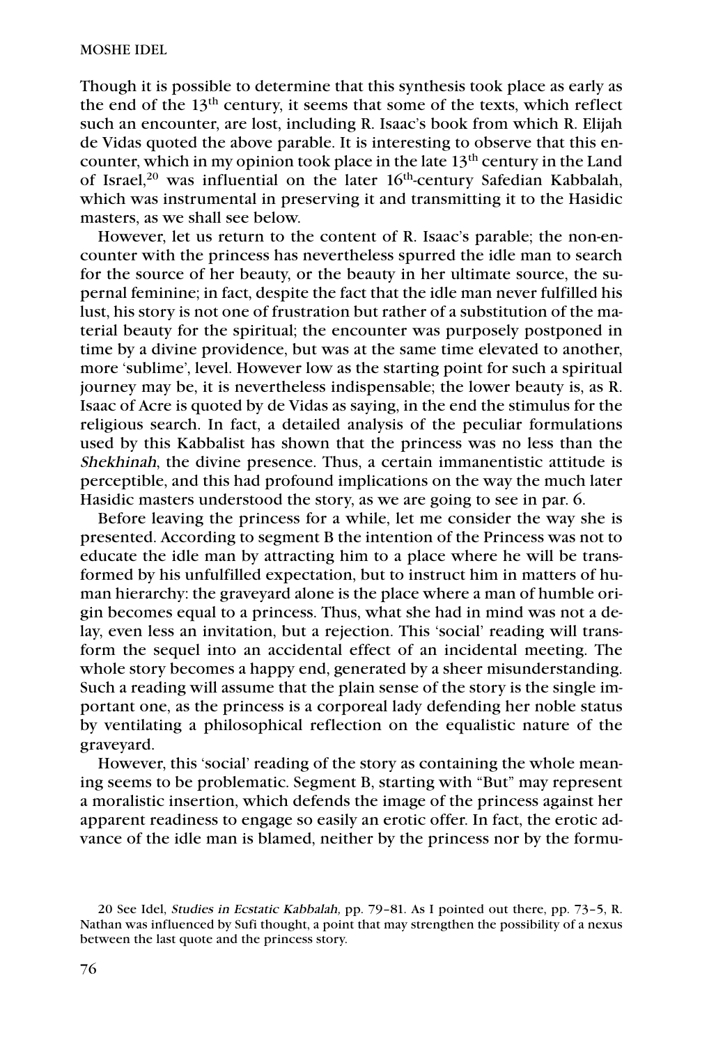Though it is possible to determine that this synthesis took place as early as the end of the 13th century, it seems that some of the texts, which reflect such an encounter, are lost, including R. Isaac's book from which R. Elijah de Vidas quoted the above parable. It is interesting to observe that this encounter, which in my opinion took place in the late 13th century in the Land of Israel,[20] was influential on the later 16th-century Safedian Kabbalah, which was instrumental in preserving it and transmitting it to the Hasidic masters, as we shall see below.

However, let us return to the content of R. Isaac's parable; the non-encounter with the princess has nevertheless spurred the idle man to search for the source of her beauty, or the beauty in her ultimate source, the supernal feminine; in fact, despite the fact that the idle man never fulfilled his lust, his story is not one of frustration but rather of a substitution of the material beauty for the spiritual; the encounter was purposely postponed in time by a divine providence, but was at the same time elevated to another, more 'sublime', level. However low as the starting point for such a spiritual journey may be, it is nevertheless indispensable; the lower beauty is, as R. Isaac of Acre is quoted by de Vidas as saying, in the end the stimulus for the religious search. In fact, a detailed analysis of the peculiar formulations used by this Kabbalist has shown that the princess was no less than the *Shekhinah*, the divine presence. Thus, a certain immanentistic attitude is perceptible, and this had profound implications on the way the much later Hasidic masters understood the story, as we are going to see in par. 6.

Before leaving the princess for a while, let me consider the way she is presented. According to segment B the intention of the Princess was not to educate the idle man by attracting him to a place where he will be transformed by his unfulfilled expectation, but to instruct him in matters of human hierarchy: the graveyard alone is the place where a man of humble origin becomes equal to a princess. Thus, what she had in mind was not a delay, even less an invitation, but a rejection. This 'social' reading will transform the sequel into an accidental effect of an incidental meeting. The whole story becomes a happy end, generated by a sheer misunderstanding. Such a reading will assume that the plain sense of the story is the single important one, as the princess is a corporeal lady defending her noble status by ventilating a philosophical reflection on the equalistic nature of the graveyard.

However, this 'social' reading of the story as containing the whole meaning seems to be problematic. Segment B, starting with "But" may represent a moralistic insertion, which defends the image of the princess against her apparent readiness to engage so easily an erotic offer. In fact, the erotic advance of the idle man is blamed, neither by the princess nor by the formu-

20 See Idel, *Studies in Ecstatic Kabbalah,* pp. 79–81. As I pointed out there, pp. 73–5, R. Nathan was influenced by Sufi thought, a point that may strengthen the possibility of a nexus between the last quote and the princess story.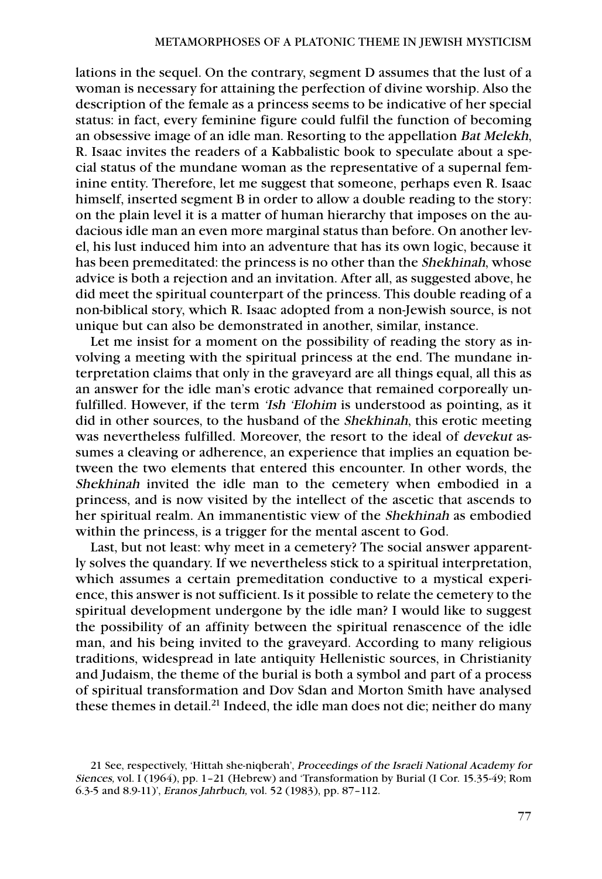lations in the sequel. On the contrary, segment D assumes that the lust of a woman is necessary for attaining the perfection of divine worship. Also the description of the female as a princess seems to be indicative of her special status: in fact, every feminine figure could fulfil the function of becoming an obsessive image of an idle man. Resorting to the appellation *Bat Melekh*, R. Isaac invites the readers of a Kabbalistic book to speculate about a special status of the mundane woman as the representative of a supernal feminine entity. Therefore, let me suggest that someone, perhaps even R. Isaac himself, inserted segment B in order to allow a double reading to the story: on the plain level it is a matter of human hierarchy that imposes on the audacious idle man an even more marginal status than before. On another level, his lust induced him into an adventure that has its own logic, because it has been premeditated: the princess is no other than the *Shekhinah*, whose advice is both a rejection and an invitation. After all, as suggested above, he did meet the spiritual counterpart of the princess. This double reading of a non-biblical story, which R. Isaac adopted from a non-Jewish source, is not unique but can also be demonstrated in another, similar, instance.

Let me insist for a moment on the possibility of reading the story as involving a meeting with the spiritual princess at the end. The mundane interpretation claims that only in the graveyard are all things equal, all this as an answer for the idle man's erotic advance that remained corporeally unfulfilled. However, if the term *'Ish 'Elohim* is understood as pointing, as it did in other sources, to the husband of the *Shekhinah*, this erotic meeting was nevertheless fulfilled. Moreover, the resort to the ideal of *devekut* assumes a cleaving or adherence, an experience that implies an equation between the two elements that entered this encounter. In other words, the *Shekhinah* invited the idle man to the cemetery when embodied in a princess, and is now visited by the intellect of the ascetic that ascends to her spiritual realm. An immanentistic view of the *Shekhinah* as embodied within the princess, is a trigger for the mental ascent to God.

Last, but not least: why meet in a cemetery? The social answer apparently solves the quandary. If we nevertheless stick to a spiritual interpretation, which assumes a certain premeditation conductive to a mystical experience, this answer is not sufficient. Is it possible to relate the cemetery to the spiritual development undergone by the idle man? I would like to suggest the possibility of an affinity between the spiritual renascence of the idle man, and his being invited to the graveyard. According to many religious traditions, widespread in late antiquity Hellenistic sources, in Christianity and Judaism, the theme of the burial is both a symbol and part of a process of spiritual transformation and Dov Sdan and Morton Smith have analysed these themes in detail.[21] Indeed, the idle man does not die; neither do many

21 See, respectively, 'Hittah she-niqberah', *Proceedings of the Israeli National Academy for Siences*, vol. I (1964), pp. 1–21 (Hebrew) and 'Transformation by Burial (I Cor. 15.35-49; Rom 6.3-5 and 8.9-11)', *Eranos Jahrbuch*, vol. 52 (1983), pp. 87–112.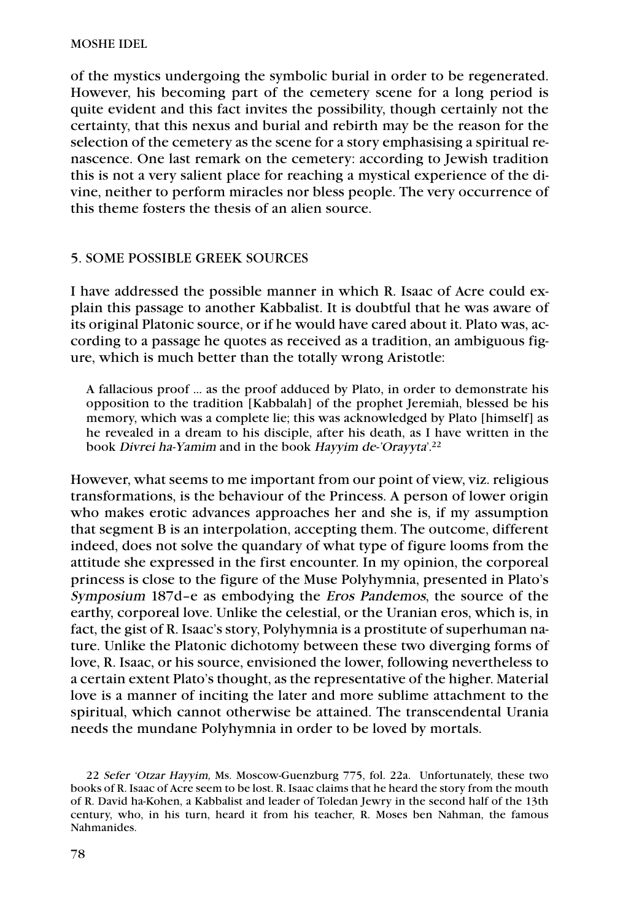of the mystics undergoing the symbolic burial in order to be regenerated. However, his becoming part of the cemetery scene for a long period is quite evident and this fact invites the possibility, though certainly not the certainty, that this nexus and burial and rebirth may be the reason for the selection of the cemetery as the scene for a story emphasising a spiritual renascence. One last remark on the cemetery: according to Jewish tradition this is not a very salient place for reaching a mystical experience of the divine, neither to perform miracles nor bless people. The very occurrence of this theme fosters the thesis of an alien source.

## 5. SOME POSSIBLE GREEK SOURCES

I have addressed the possible manner in which R. Isaac of Acre could explain this passage to another Kabbalist. It is doubtful that he was aware of its original Platonic source, or if he would have cared about it. Plato was, according to a passage he quotes as received as a tradition, an ambiguous figure, which is much better than the totally wrong Aristotle:

> A fallacious proof ... as the proof adduced by Plato, in order to demonstrate his opposition to the tradition [Kabbalah] of the prophet Jeremiah, blessed be his memory, which was a complete lie; this was acknowledged by Plato [himself] as he revealed in a dream to his disciple, after his death, as I have written in the book *Divrei ha-Yamim* and in the book *Hayyim de-'Orayyta*'.[22]

However, what seems to me important from our point of view, viz. religious transformations, is the behaviour of the Princess. A person of lower origin who makes erotic advances approaches her and she is, if my assumption that segment B is an interpolation, accepting them. The outcome, different indeed, does not solve the quandary of what type of figure looms from the attitude she expressed in the first encounter. In my opinion, the corporeal princess is close to the figure of the Muse Polyhymnia, presented in Plato's *Symposium* 187d–e as embodying the *Eros Pandemos*, the source of the earthy, corporeal love. Unlike the celestial, or the Uranian eros, which is, in fact, the gist of R. Isaac's story, Polyhymnia is a prostitute of superhuman nature. Unlike the Platonic dichotomy between these two diverging forms of love, R. Isaac, or his source, envisioned the lower, following nevertheless to a certain extent Plato's thought, as the representative of the higher. Material love is a manner of inciting the later and more sublime attachment to the spiritual, which cannot otherwise be attained. The transcendental Urania needs the mundane Polyhymnia in order to be loved by mortals.

22 *Sefer 'Otzar Hayyim,* Ms. Moscow-Guenzburg 775, fol. 22a. Unfortunately, these two books of R. Isaac of Acre seem to be lost. R. Isaac claims that he heard the story from the mouth of R. David ha-Kohen, a Kabbalist and leader of Toledan Jewry in the second half of the 13th century, who, in his turn, heard it from his teacher, R. Moses ben Nahman, the famous Nahmanides.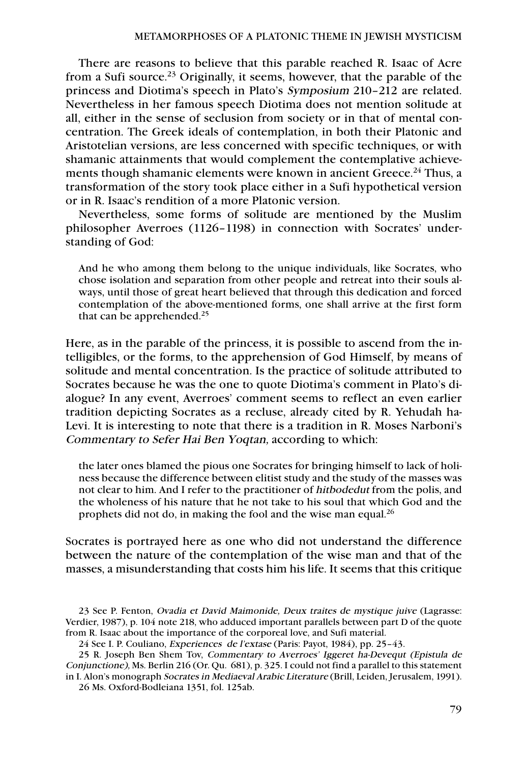There are reasons to believe that this parable reached R. Isaac of Acre from a Sufi source.[23] Originally, it seems, however, that the parable of the princess and Diotima's speech in Plato's *Symposium* 210–212 are related. Nevertheless in her famous speech Diotima does not mention solitude at all, either in the sense of seclusion from society or in that of mental concentration. The Greek ideals of contemplation, in both their Platonic and Aristotelian versions, are less concerned with specific techniques, or with shamanic attainments that would complement the contemplative achievements though shamanic elements were known in ancient Greece.[24] Thus, a transformation of the story took place either in a Sufi hypothetical version or in R. Isaac's rendition of a more Platonic version.

Nevertheless, some forms of solitude are mentioned by the Muslim philosopher Averroes (1126–1198) in connection with Socrates' understanding of God:

> And he who among them belong to the unique individuals, like Socrates, who chose isolation and separation from other people and retreat into their souls always, until those of great heart believed that through this dedication and forced contemplation of the above-mentioned forms, one shall arrive at the first form that can be apprehended.[25]

Here, as in the parable of the princess, it is possible to ascend from the intelligibles, or the forms, to the apprehension of God Himself, by means of solitude and mental concentration. Is the practice of solitude attributed to Socrates because he was the one to quote Diotima's comment in Plato's dialogue? In any event, Averroes' comment seems to reflect an even earlier tradition depicting Socrates as a recluse, already cited by R. Yehudah ha-Levi. It is interesting to note that there is a tradition in R. Moses Narboni's *Commentary to Sefer Hai Ben Yoqtan,* according to which:

> the later ones blamed the pious one Socrates for bringing himself to lack of holiness because the difference between elitist study and the study of the masses was not clear to him. And I refer to the practitioner of *hitbodedut* from the polis, and the wholeness of his nature that he not take to his soul that which God and the prophets did not do, in making the fool and the wise man equal.[26]

Socrates is portrayed here as one who did not understand the difference between the nature of the contemplation of the wise man and that of the masses, a misunderstanding that costs him his life. It seems that this critique

---

23 See P. Fenton, *Ovadia et David Maimonide, Deux traites de mystique juive* (Lagrasse: Verdier, 1987), p. 104 note 218, who adduced important parallels between part D of the quote from R. Isaac about the importance of the corporeal love, and Sufi material.

24 See I. P. Couliano, *Experiences de l'extase* (Paris: Payot, 1984), pp. 25–43.

25 R. Joseph Ben Shem Tov, *Commentary to Averroes' Iggeret ha-Devequt (Epistula de Conjunctione),* Ms. Berlin 216 (Or. Qu. 681), p. 325. I could not find a parallel to this statement in I. Alon's monograph *Socrates in Mediaeval Arabic Literature* (Brill, Leiden, Jerusalem, 1991).

26 Ms. Oxford-Bodleiana 1351, fol. 125ab.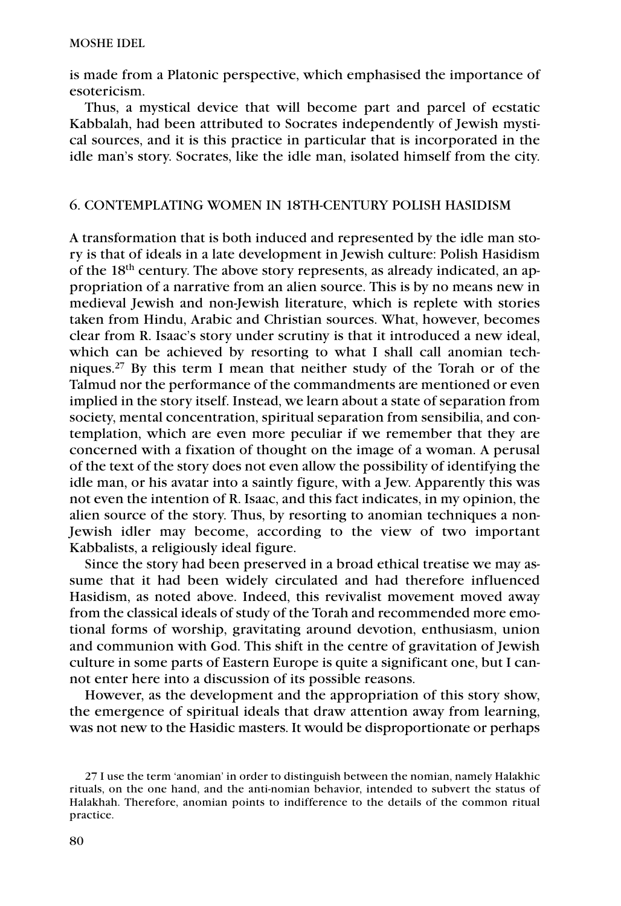is made from a Platonic perspective, which emphasised the importance of esotericism.

Thus, a mystical device that will become part and parcel of ecstatic Kabbalah, had been attributed to Socrates independently of Jewish mystical sources, and it is this practice in particular that is incorporated in the idle man's story. Socrates, like the idle man, isolated himself from the city.

## 6. CONTEMPLATING WOMEN IN 18TH-CENTURY POLISH HASIDISM

A transformation that is both induced and represented by the idle man story is that of ideals in a late development in Jewish culture: Polish Hasidism of the 18th century. The above story represents, as already indicated, an appropriation of a narrative from an alien source. This is by no means new in medieval Jewish and non-Jewish literature, which is replete with stories taken from Hindu, Arabic and Christian sources. What, however, becomes clear from R. Isaac's story under scrutiny is that it introduced a new ideal, which can be achieved by resorting to what I shall call anomian techniques.[27] By this term I mean that neither study of the Torah or of the Talmud nor the performance of the commandments are mentioned or even implied in the story itself. Instead, we learn about a state of separation from society, mental concentration, spiritual separation from sensibilia, and contemplation, which are even more peculiar if we remember that they are concerned with a fixation of thought on the image of a woman. A perusal of the text of the story does not even allow the possibility of identifying the idle man, or his avatar into a saintly figure, with a Jew. Apparently this was not even the intention of R. Isaac, and this fact indicates, in my opinion, the alien source of the story. Thus, by resorting to anomian techniques a non-Jewish idler may become, according to the view of two important Kabbalists, a religiously ideal figure.

Since the story had been preserved in a broad ethical treatise we may assume that it had been widely circulated and had therefore influenced Hasidism, as noted above. Indeed, this revivalist movement moved away from the classical ideals of study of the Torah and recommended more emotional forms of worship, gravitating around devotion, enthusiasm, union and communion with God. This shift in the centre of gravitation of Jewish culture in some parts of Eastern Europe is quite a significant one, but I cannot enter here into a discussion of its possible reasons.

However, as the development and the appropriation of this story show, the emergence of spiritual ideals that draw attention away from learning, was not new to the Hasidic masters. It would be disproportionate or perhaps

27 I use the term 'anomian' in order to distinguish between the nomian, namely Halakhic rituals, on the one hand, and the anti-nomian behavior, intended to subvert the status of Halakhah. Therefore, anomian points to indifference to the details of the common ritual practice.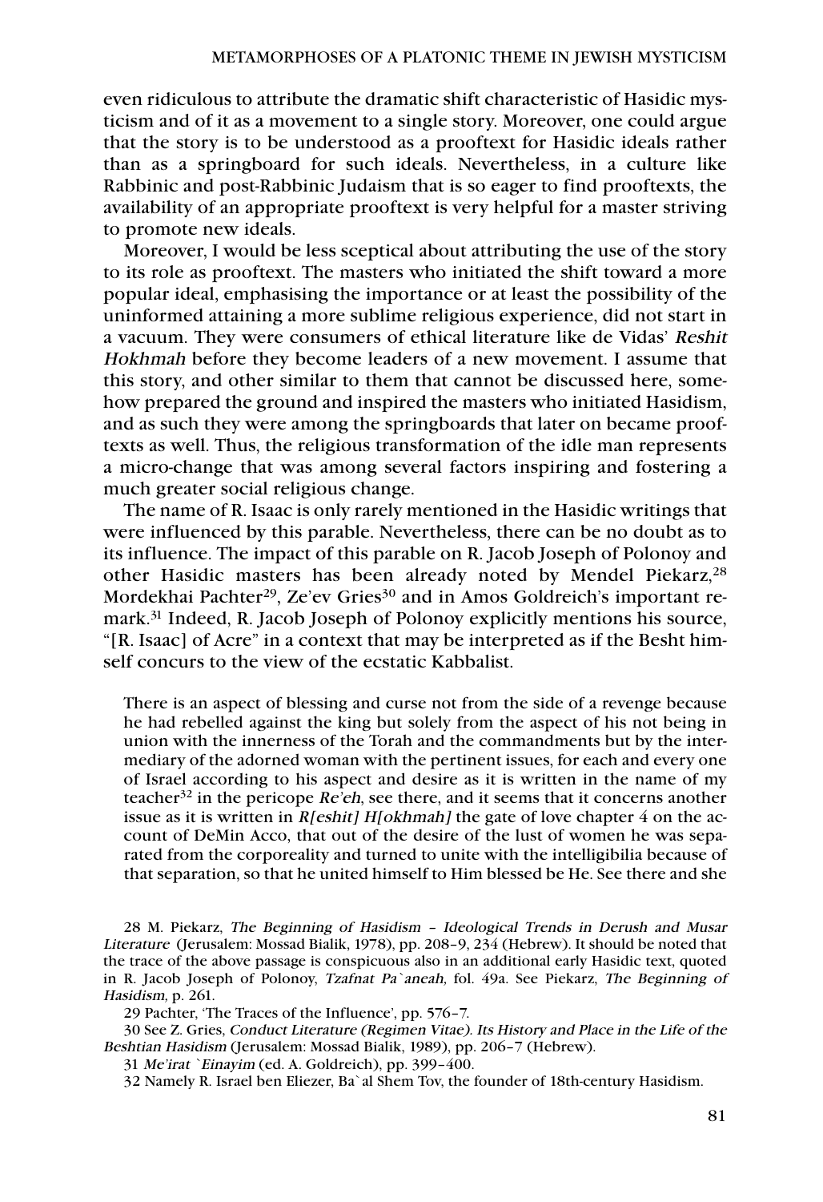even ridiculous to attribute the dramatic shift characteristic of Hasidic mysticism and of it as a movement to a single story. Moreover, one could argue that the story is to be understood as a prooftext for Hasidic ideals rather than as a springboard for such ideals. Nevertheless, in a culture like Rabbinic and post-Rabbinic Judaism that is so eager to find prooftexts, the availability of an appropriate prooftext is very helpful for a master striving to promote new ideals.

Moreover, I would be less sceptical about attributing the use of the story to its role as prooftext. The masters who initiated the shift toward a more popular ideal, emphasising the importance or at least the possibility of the uninformed attaining a more sublime religious experience, did not start in a vacuum. They were consumers of ethical literature like de Vidas' *Reshit Hokhmah* before they become leaders of a new movement. I assume that this story, and other similar to them that cannot be discussed here, somehow prepared the ground and inspired the masters who initiated Hasidism, and as such they were among the springboards that later on became prooftexts as well. Thus, the religious transformation of the idle man represents a micro-change that was among several factors inspiring and fostering a much greater social religious change.

The name of R. Isaac is only rarely mentioned in the Hasidic writings that were influenced by this parable. Nevertheless, there can be no doubt as to its influence. The impact of this parable on R. Jacob Joseph of Polonoy and other Hasidic masters has been already noted by Mendel Piekarz,[28] Mordekhai Pachter[29], Ze'ev Gries[30] and in Amos Goldreich's important remark.[31] Indeed, R. Jacob Joseph of Polonoy explicitly mentions his source, "[R. Isaac] of Acre" in a context that may be interpreted as if the Besht himself concurs to the view of the ecstatic Kabbalist.

> There is an aspect of blessing and curse not from the side of a revenge because he had rebelled against the king but solely from the aspect of his not being in union with the innerness of the Torah and the commandments but by the intermediary of the adorned woman with the pertinent issues, for each and every one of Israel according to his aspect and desire as it is written in the name of my teacher[32] in the pericope *Re'eh*, see there, and it seems that it concerns another issue as it is written in *R[eshit] H[okhmah]* the gate of love chapter 4 on the account of DeMin Acco, that out of the desire of the lust of women he was separated from the corporeality and turned to unite with the intelligibilia because of that separation, so that he united himself to Him blessed be He. See there and she

28 M. Piekarz, *The Beginning of Hasidism – Ideological Trends in Derush and Musar Literature* (Jerusalem: Mossad Bialik, 1978), pp. 208–9, 234 (Hebrew). It should be noted that the trace of the above passage is conspicuous also in an additional early Hasidic text, quoted in R. Jacob Joseph of Polonoy, *Tzafnat Pa`aneah,* fol. 49a. See Piekarz, *The Beginning of Hasidism,* p. 261.

29 Pachter, 'The Traces of the Influence', pp. 576–7.

30 See Z. Gries, *Conduct Literature (Regimen Vitae). Its History and Place in the Life of the Beshtian Hasidism* (Jerusalem: Mossad Bialik, 1989), pp. 206–7 (Hebrew).

31 *Me'irat `Einayim* (ed. A. Goldreich), pp. 399–400.

32 Namely R. Israel ben Eliezer, Ba`al Shem Tov, the founder of 18th-century Hasidism.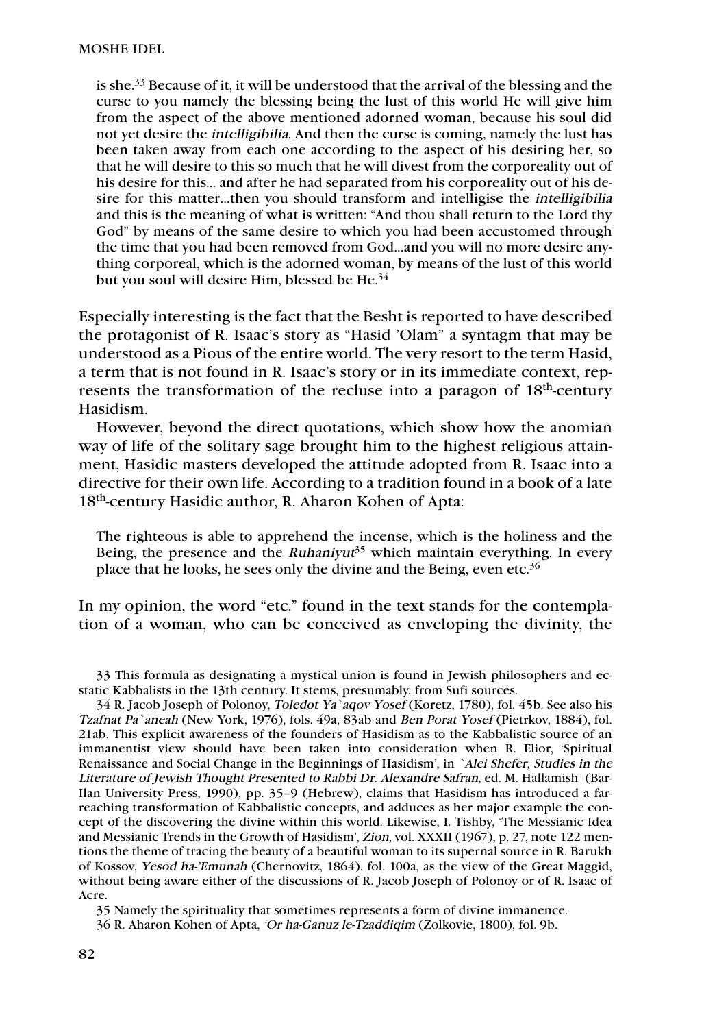is she.[33] Because of it, it will be understood that the arrival of the blessing and the curse to you namely the blessing being the lust of this world He will give him from the aspect of the above mentioned adorned woman, because his soul did not yet desire the *intelligibilia*. And then the curse is coming, namely the lust has been taken away from each one according to the aspect of his desiring her, so that he will desire to this so much that he will divest from the corporeality out of his desire for this... and after he had separated from his corporeality out of his desire for this matter...then you should transform and intelligise the *intelligibilia* and this is the meaning of what is written: "And thou shall return to the Lord thy God" by means of the same desire to which you had been accustomed through the time that you had been removed from God...and you will no more desire anything corporeal, which is the adorned woman, by means of the lust of this world but you soul will desire Him, blessed be He.[34]

Especially interesting is the fact that the Besht is reported to have described the protagonist of R. Isaac's story as "Hasid 'Olam" a syntagm that may be understood as a Pious of the entire world. The very resort to the term Hasid, a term that is not found in R. Isaac's story or in its immediate context, represents the transformation of the recluse into a paragon of 18th-century Hasidism.

However, beyond the direct quotations, which show how the anomian way of life of the solitary sage brought him to the highest religious attainment, Hasidic masters developed the attitude adopted from R. Isaac into a directive for their own life. According to a tradition found in a book of a late 18th-century Hasidic author, R. Aharon Kohen of Apta:

> The righteous is able to apprehend the incense, which is the holiness and the Being, the presence and the *Ruhaniyut*[35] which maintain everything. In every place that he looks, he sees only the divine and the Being, even etc.[36]

In my opinion, the word "etc." found in the text stands for the contemplation of a woman, who can be conceived as enveloping the divinity, the

33 This formula as designating a mystical union is found in Jewish philosophers and ecstatic Kabbalists in the 13th century. It stems, presumably, from Sufi sources.

34 R. Jacob Joseph of Polonoy, *Toledot Ya`aqov Yosef* (Koretz, 1780), fol. 45b. See also his *Tzafnat Pa`aneah* (New York, 1976), fols. 49a, 83ab and *Ben Porat Yosef* (Pietrkov, 1884), fol. 21ab. This explicit awareness of the founders of Hasidism as to the Kabbalistic source of an immanentist view should have been taken into consideration when R. Elior, 'Spiritual Renaissance and Social Change in the Beginnings of Hasidism', in *`Alei Shefer, Studies in the Literature of Jewish Thought Presented to Rabbi Dr. Alexandre Safran,* ed. M. Hallamish (Bar-Ilan University Press, 1990), pp. 35–9 (Hebrew), claims that Hasidism has introduced a far-reaching transformation of Kabbalistic concepts, and adduces as her major example the concept of the discovering the divine within this world. Likewise, I. Tishby, 'The Messianic Idea and Messianic Trends in the Growth of Hasidism', *Zion,* vol. XXXII (1967), p. 27, note 122 mentions the theme of tracing the beauty of a beautiful woman to its supernal source in R. Barukh of Kossov, *Yesod ha-'Emunah* (Chernovitz, 1864), fol. 100a, as the view of the Great Maggid, without being aware either of the discussions of R. Jacob Joseph of Polonoy or of R. Isaac of Acre.

35 Namely the spirituality that sometimes represents a form of divine immanence.

36 R. Aharon Kohen of Apta, *'Or ha-Ganuz le-Tzaddiqim* (Zolkovie, 1800), fol. 9b.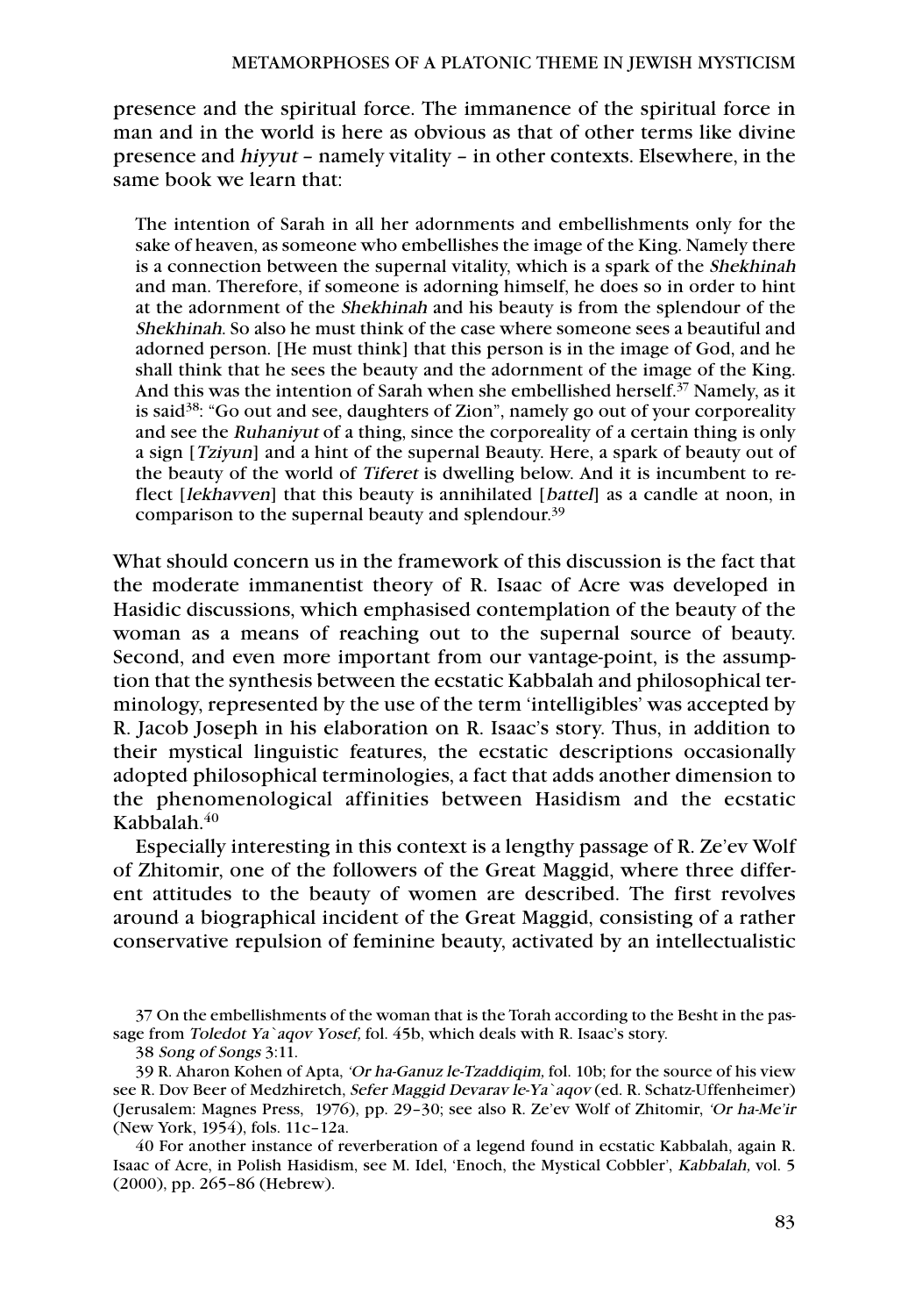presence and the spiritual force. The immanence of the spiritual force in man and in the world is here as obvious as that of other terms like divine presence and *hiyyut* – namely vitality – in other contexts. Elsewhere, in the same book we learn that:

> The intention of Sarah in all her adornments and embellishments only for the sake of heaven, as someone who embellishes the image of the King. Namely there is a connection between the supernal vitality, which is a spark of the *Shekhinah* and man. Therefore, if someone is adorning himself, he does so in order to hint at the adornment of the *Shekhinah* and his beauty is from the splendour of the *Shekhinah*. So also he must think of the case where someone sees a beautiful and adorned person. [He must think] that this person is in the image of God, and he shall think that he sees the beauty and the adornment of the image of the King. And this was the intention of Sarah when she embellished herself.[37] Namely, as it is said[38]: "Go out and see, daughters of Zion", namely go out of your corporeality and see the *Ruhaniyut* of a thing, since the corporeality of a certain thing is only a sign [*Tziyun*] and a hint of the supernal Beauty. Here, a spark of beauty out of the beauty of the world of *Tiferet* is dwelling below. And it is incumbent to reflect [*lekhavven*] that this beauty is annihilated [*battel*] as a candle at noon, in comparison to the supernal beauty and splendour.[39]

What should concern us in the framework of this discussion is the fact that the moderate immanentist theory of R. Isaac of Acre was developed in Hasidic discussions, which emphasised contemplation of the beauty of the woman as a means of reaching out to the supernal source of beauty. Second, and even more important from our vantage-point, is the assumption that the synthesis between the ecstatic Kabbalah and philosophical terminology, represented by the use of the term 'intelligibles' was accepted by R. Jacob Joseph in his elaboration on R. Isaac's story. Thus, in addition to their mystical linguistic features, the ecstatic descriptions occasionally adopted philosophical terminologies, a fact that adds another dimension to the phenomenological affinities between Hasidism and the ecstatic Kabbalah.[40]

Especially interesting in this context is a lengthy passage of R. Ze'ev Wolf of Zhitomir, one of the followers of the Great Maggid, where three different attitudes to the beauty of women are described. The first revolves around a biographical incident of the Great Maggid, consisting of a rather conservative repulsion of feminine beauty, activated by an intellectualistic

37 On the embellishments of the woman that is the Torah according to the Besht in the passage from *Toledot Ya`aqov Yosef,* fol. 45b, which deals with R. Isaac's story.

38 *Song of Songs* 3:11.

39 R. Aharon Kohen of Apta, *'Or ha-Ganuz le-Tzaddiqim,* fol. 10b; for the source of his view see R. Dov Beer of Medzhiretch, *Sefer Maggid Devarav le-Ya`aqov* (ed. R. Schatz-Uffenheimer) (Jerusalem: Magnes Press, 1976), pp. 29–30; see also R. Ze'ev Wolf of Zhitomir, *'Or ha-Me'ir* (New York, 1954), fols. 11c–12a.

40 For another instance of reverberation of a legend found in ecstatic Kabbalah, again R. Isaac of Acre, in Polish Hasidism, see M. Idel, 'Enoch, the Mystical Cobbler', *Kabbalah,* vol. 5 (2000), pp. 265–86 (Hebrew).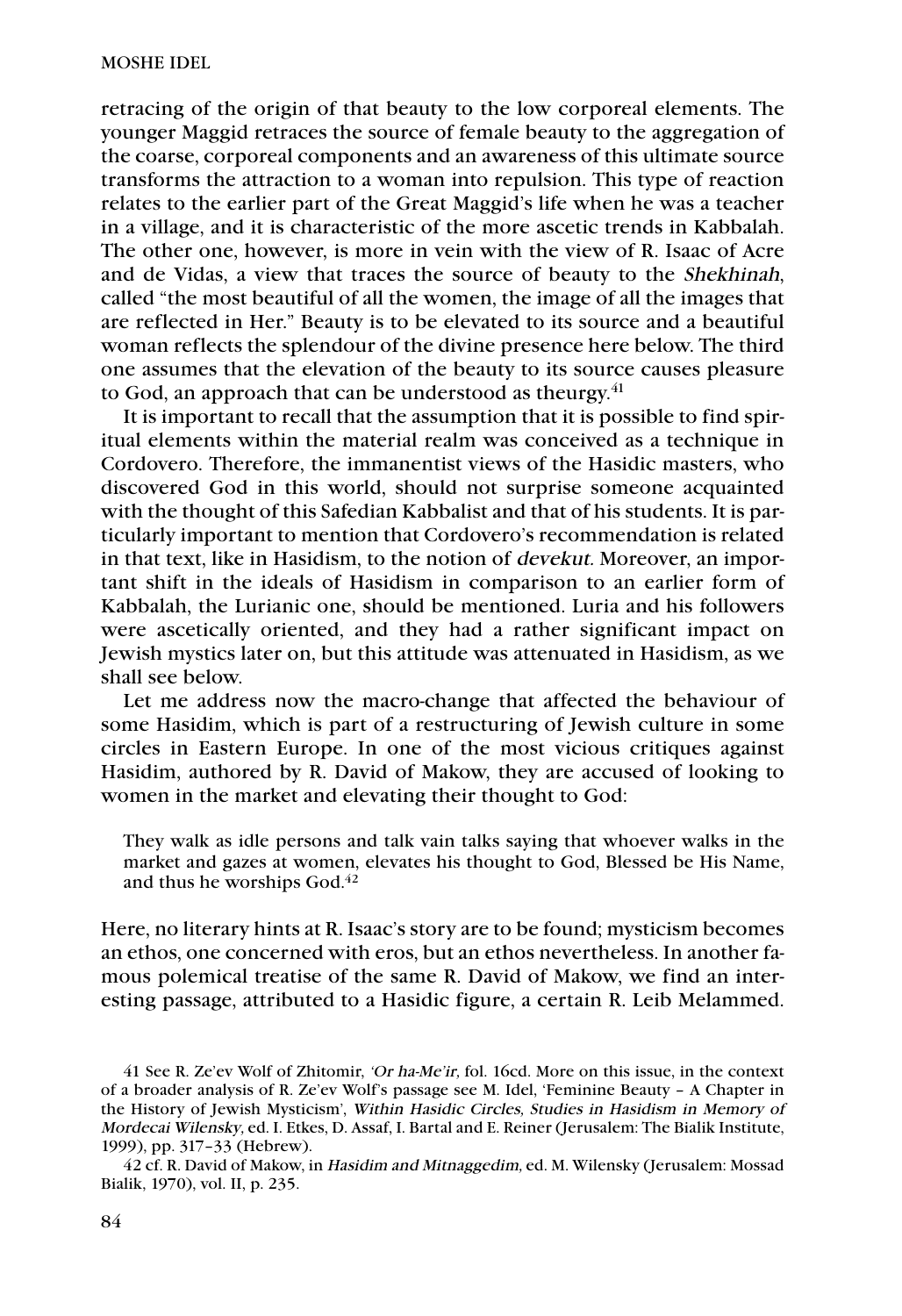retracing of the origin of that beauty to the low corporeal elements. The younger Maggid retraces the source of female beauty to the aggregation of the coarse, corporeal components and an awareness of this ultimate source transforms the attraction to a woman into repulsion. This type of reaction relates to the earlier part of the Great Maggid's life when he was a teacher in a village, and it is characteristic of the more ascetic trends in Kabbalah. The other one, however, is more in vein with the view of R. Isaac of Acre and de Vidas, a view that traces the source of beauty to the *Shekhinah*, called "the most beautiful of all the women, the image of all the images that are reflected in Her." Beauty is to be elevated to its source and a beautiful woman reflects the splendour of the divine presence here below. The third one assumes that the elevation of the beauty to its source causes pleasure to God, an approach that can be understood as theurgy.[41]

It is important to recall that the assumption that it is possible to find spiritual elements within the material realm was conceived as a technique in Cordovero. Therefore, the immanentist views of the Hasidic masters, who discovered God in this world, should not surprise someone acquainted with the thought of this Safedian Kabbalist and that of his students. It is particularly important to mention that Cordovero's recommendation is related in that text, like in Hasidism, to the notion of *devekut*. Moreover, an important shift in the ideals of Hasidism in comparison to an earlier form of Kabbalah, the Lurianic one, should be mentioned. Luria and his followers were ascetically oriented, and they had a rather significant impact on Jewish mystics later on, but this attitude was attenuated in Hasidism, as we shall see below.

Let me address now the macro-change that affected the behaviour of some Hasidim, which is part of a restructuring of Jewish culture in some circles in Eastern Europe. In one of the most vicious critiques against Hasidim, authored by R. David of Makow, they are accused of looking to women in the market and elevating their thought to God:

> They walk as idle persons and talk vain talks saying that whoever walks in the market and gazes at women, elevates his thought to God, Blessed be His Name, and thus he worships God.[42]

Here, no literary hints at R. Isaac's story are to be found; mysticism becomes an ethos, one concerned with eros, but an ethos nevertheless. In another famous polemical treatise of the same R. David of Makow, we find an interesting passage, attributed to a Hasidic figure, a certain R. Leib Melammed.

41 See R. Ze'ev Wolf of Zhitomir, *'Or ha-Me'ir*, fol. 16cd. More on this issue, in the context of a broader analysis of R. Ze'ev Wolf's passage see M. Idel, 'Feminine Beauty – A Chapter in the History of Jewish Mysticism', *Within Hasidic Circles, Studies in Hasidism in Memory of Mordecai Wilensky*, ed. I. Etkes, D. Assaf, I. Bartal and E. Reiner (Jerusalem: The Bialik Institute, 1999), pp. 317–33 (Hebrew).

42 cf. R. David of Makow, in *Hasidim and Mitnaggedim*, ed. M. Wilensky (Jerusalem: Mossad Bialik, 1970), vol. II, p. 235.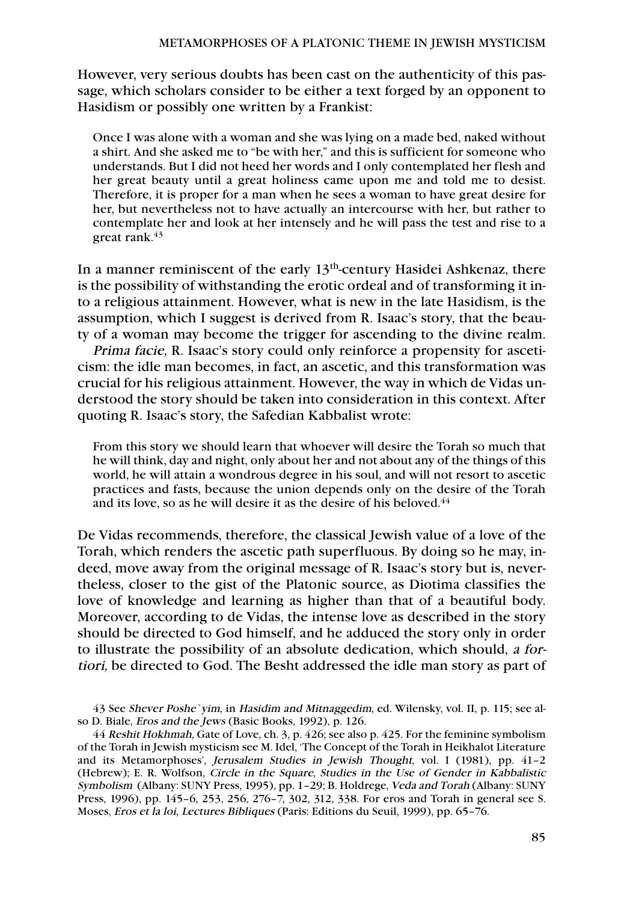However, very serious doubts has been cast on the authenticity of this passage, which scholars consider to be either a text forged by an opponent to Hasidism or possibly one written by a Frankist:

> Once I was alone with a woman and she was lying on a made bed, naked without a shirt. And she asked me to "be with her," and this is sufficient for someone who understands. But I did not heed her words and I only contemplated her flesh and her great beauty until a great holiness came upon me and told me to desist. Therefore, it is proper for a man when he sees a woman to have great desire for her, but nevertheless not to have actually an intercourse with her, but rather to contemplate her and look at her intensely and he will pass the test and rise to a great rank.[43]

In a manner reminiscent of the early 13th-century Hasidei Ashkenaz, there is the possibility of withstanding the erotic ordeal and of transforming it into a religious attainment. However, what is new in the late Hasidism, is the assumption, which I suggest is derived from R. Isaac's story, that the beauty of a woman may become the trigger for ascending to the divine realm.

*Prima facie,* R. Isaac's story could only reinforce a propensity for asceticism: the idle man becomes, in fact, an ascetic, and this transformation was crucial for his religious attainment. However, the way in which de Vidas understood the story should be taken into consideration in this context. After quoting R. Isaac's story, the Safedian Kabbalist wrote:

> From this story we should learn that whoever will desire the Torah so much that he will think, day and night, only about her and not about any of the things of this world, he will attain a wondrous degree in his soul, and will not resort to ascetic practices and fasts, because the union depends only on the desire of the Torah and its love, so as he will desire it as the desire of his beloved.[44]

De Vidas recommends, therefore, the classical Jewish value of a love of the Torah, which renders the ascetic path superfluous. By doing so he may, indeed, move away from the original message of R. Isaac's story but is, nevertheless, closer to the gist of the Platonic source, as Diotima classifies the love of knowledge and learning as higher than that of a beautiful body. Moreover, according to de Vidas, the intense love as described in the story should be directed to God himself, and he adduced the story only in order to illustrate the possibility of an absolute dedication, which should, *a fortiori,* be directed to God. The Besht addressed the idle man story as part of

43 See *Shever Poshe`yim*, in *Hasidim and Mitnaggedim,* ed. Wilensky, vol. II, p. 115; see also D. Biale, *Eros and the Jews* (Basic Books, 1992), p. 126.

44 *Reshit Hokhmah,* Gate of Love, ch. 3, p. 426; see also p. 425. For the feminine symbolism of the Torah in Jewish mysticism see M. Idel, 'The Concept of the Torah in Heikhalot Literature and its Metamorphoses', *Jerusalem Studies in Jewish Thought,* vol. I (1981), pp. 41–2 (Hebrew); E. R. Wolfson, *Circle in the Square, Studies in the Use of Gender in Kabbalistic Symbolism* (Albany: SUNY Press, 1995), pp. 1–29; B. Holdrege, *Veda and Torah* (Albany: SUNY Press, 1996), pp. 145–6, 253, 256, 276–7, 302, 312, 338. For eros and Torah in general see S. Moses, *Eros et la loi, Lectures Bibliques* (Paris: Editions du Seuil, 1999), pp. 65–76.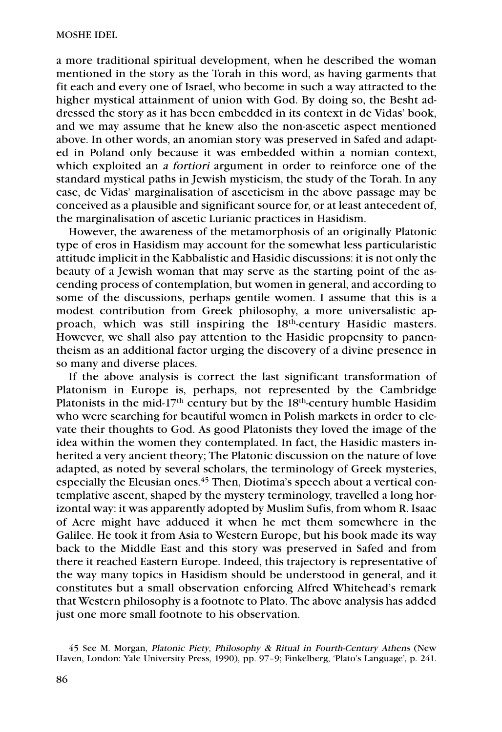a more traditional spiritual development, when he described the woman mentioned in the story as the Torah in this word, as having garments that fit each and every one of Israel, who become in such a way attracted to the higher mystical attainment of union with God. By doing so, the Besht addressed the story as it has been embedded in its context in de Vidas' book, and we may assume that he knew also the non-ascetic aspect mentioned above. In other words, an anomian story was preserved in Safed and adapted in Poland only because it was embedded within a nomian context, which exploited an *a fortiori* argument in order to reinforce one of the standard mystical paths in Jewish mysticism, the study of the Torah. In any case, de Vidas' marginalisation of asceticism in the above passage may be conceived as a plausible and significant source for, or at least antecedent of, the marginalisation of ascetic Lurianic practices in Hasidism.

However, the awareness of the metamorphosis of an originally Platonic type of eros in Hasidism may account for the somewhat less particularistic attitude implicit in the Kabbalistic and Hasidic discussions: it is not only the beauty of a Jewish woman that may serve as the starting point of the ascending process of contemplation, but women in general, and according to some of the discussions, perhaps gentile women. I assume that this is a modest contribution from Greek philosophy, a more universalistic approach, which was still inspiring the 18th-century Hasidic masters. However, we shall also pay attention to the Hasidic propensity to panentheism as an additional factor urging the discovery of a divine presence in so many and diverse places.

If the above analysis is correct the last significant transformation of Platonism in Europe is, perhaps, not represented by the Cambridge Platonists in the mid-17th century but by the 18th-century humble Hasidim who were searching for beautiful women in Polish markets in order to elevate their thoughts to God. As good Platonists they loved the image of the idea within the women they contemplated. In fact, the Hasidic masters inherited a very ancient theory; The Platonic discussion on the nature of love adapted, as noted by several scholars, the terminology of Greek mysteries, especially the Eleusian ones.[45] Then, Diotima's speech about a vertical contemplative ascent, shaped by the mystery terminology, travelled a long horizontal way: it was apparently adopted by Muslim Sufis, from whom R. Isaac of Acre might have adduced it when he met them somewhere in the Galilee. He took it from Asia to Western Europe, but his book made its way back to the Middle East and this story was preserved in Safed and from there it reached Eastern Europe. Indeed, this trajectory is representative of the way many topics in Hasidism should be understood in general, and it constitutes but a small observation enforcing Alfred Whitehead's remark that Western philosophy is a footnote to Plato. The above analysis has added just one more small footnote to his observation.

45 See M. Morgan, *Platonic Piety, Philosophy & Ritual in Fourth-Century Athens* (New Haven, London: Yale University Press, 1990), pp. 97–9; Finkelberg, 'Plato's Language', p. 241.